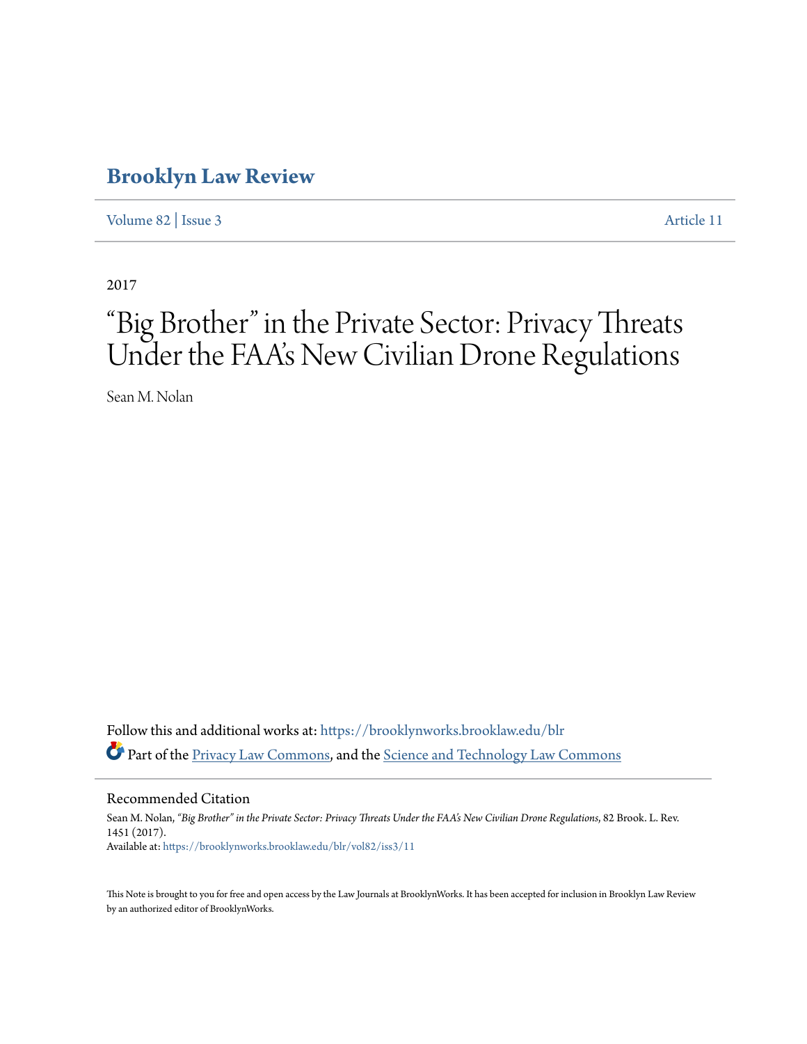# Brooklyn Law Review

Volume 82 | Issue 3 Article 11

2017

# "Big Brother" in the Private Sector: Privacy Threats Under the FAA's New Civilian Drone Regulations

Sean M. Nolan

Follow this and additional works at: https://brooklynworks.brooklaw.edu/blr

Part of the Privacy Law Commons, and the Science and Technology Law Commons

## Recommended Citation

Sean M. Nolan, *"Big Brother" in the Private Sector: Privacy Threats Under the FAA's New Civilian Drone Regulations*, 82 Brook. L. Rev. 1451 (2017).
Available at: https://brooklynworks.brooklaw.edu/blr/vol82/iss3/11

This Note is brought to you for free and open access by the Law Journals at BrooklynWorks. It has been accepted for inclusion in Brooklyn Law Review by an authorized editor of BrooklynWorks.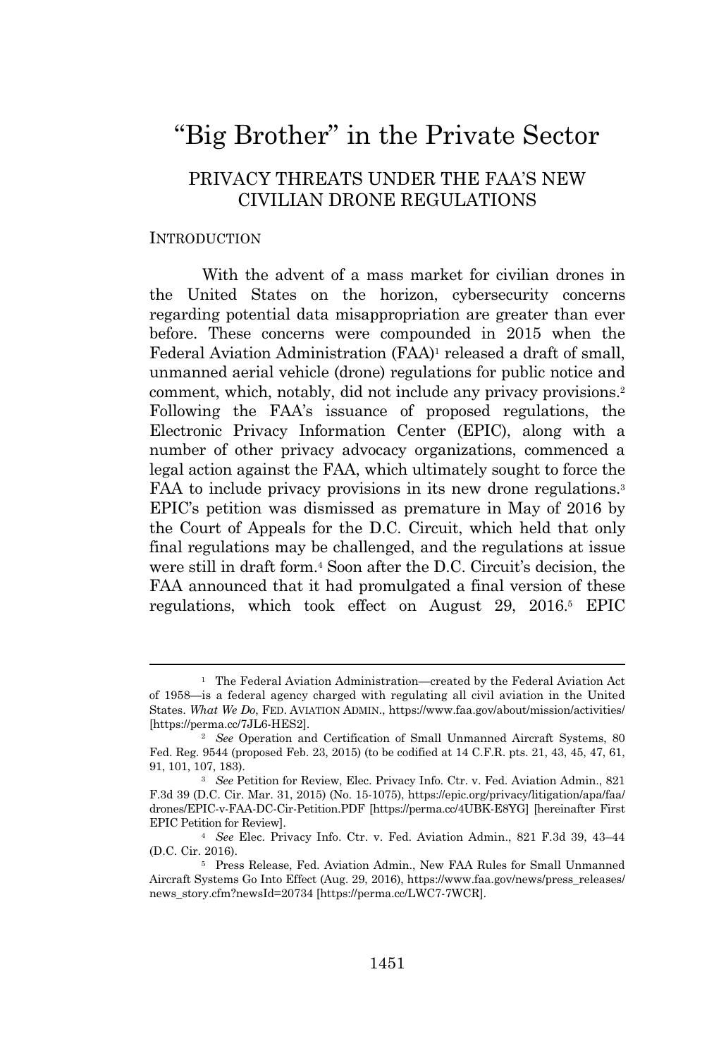# "Big Brother" in the Private Sector

## PRIVACY THREATS UNDER THE FAA'S NEW CIVILIAN DRONE REGULATIONS

### INTRODUCTION

With the advent of a mass market for civilian drones in the United States on the horizon, cybersecurity concerns regarding potential data misappropriation are greater than ever before. These concerns were compounded in 2015 when the Federal Aviation Administration (FAA)[1] released a draft of small, unmanned aerial vehicle (drone) regulations for public notice and comment, which, notably, did not include any privacy provisions.[2] Following the FAA's issuance of proposed regulations, the Electronic Privacy Information Center (EPIC), along with a number of other privacy advocacy organizations, commenced a legal action against the FAA, which ultimately sought to force the FAA to include privacy provisions in its new drone regulations.[3] EPIC's petition was dismissed as premature in May of 2016 by the Court of Appeals for the D.C. Circuit, which held that only final regulations may be challenged, and the regulations at issue were still in draft form.[4] Soon after the D.C. Circuit's decision, the FAA announced that it had promulgated a final version of these regulations, which took effect on August 29, 2016.[5] EPIC

---

[1] The Federal Aviation Administration—created by the Federal Aviation Act of 1958—is a federal agency charged with regulating all civil aviation in the United States. *What We Do*, FED. AVIATION ADMIN., https://www.faa.gov/about/mission/activities/ [https://perma.cc/7JL6-HES2].

[2] *See* Operation and Certification of Small Unmanned Aircraft Systems, 80 Fed. Reg. 9544 (proposed Feb. 23, 2015) (to be codified at 14 C.F.R. pts. 21, 43, 45, 47, 61, 91, 101, 107, 183).

[3] *See* Petition for Review, Elec. Privacy Info. Ctr. v. Fed. Aviation Admin., 821 F.3d 39 (D.C. Cir. Mar. 31, 2015) (No. 15-1075), https://epic.org/privacy/litigation/apa/faa/drones/EPIC-v-FAA-DC-Cir-Petition.PDF [https://perma.cc/4UBK-E8YG] [hereinafter First EPIC Petition for Review].

[4] *See* Elec. Privacy Info. Ctr. v. Fed. Aviation Admin., 821 F.3d 39, 43–44 (D.C. Cir. 2016).

[5] Press Release, Fed. Aviation Admin., New FAA Rules for Small Unmanned Aircraft Systems Go Into Effect (Aug. 29, 2016), https://www.faa.gov/news/press_releases/news_story.cfm?newsId=20734 [https://perma.cc/LWC7-7WCR].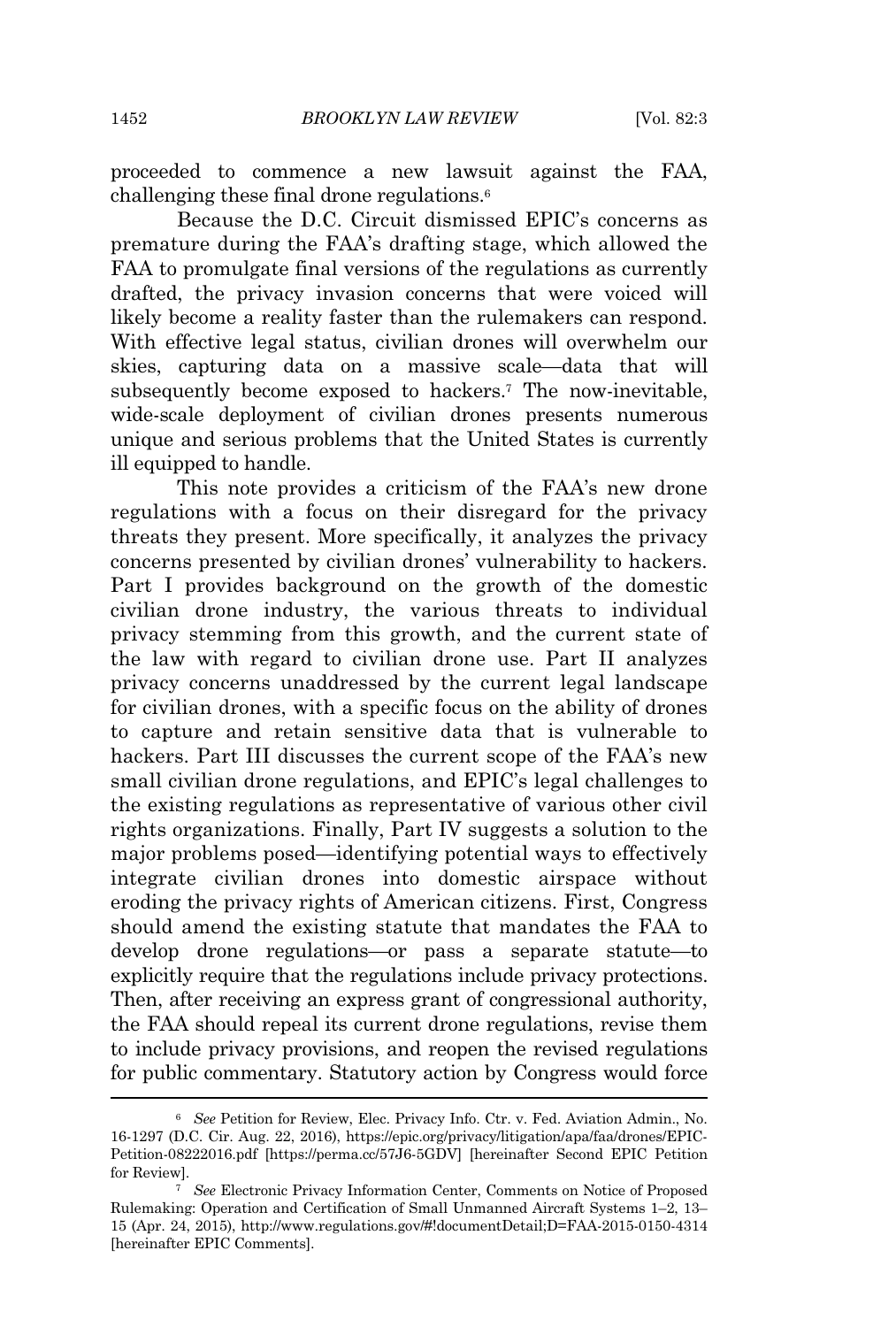proceeded to commence a new lawsuit against the FAA, challenging these final drone regulations.[6]

Because the D.C. Circuit dismissed EPIC's concerns as premature during the FAA's drafting stage, which allowed the FAA to promulgate final versions of the regulations as currently drafted, the privacy invasion concerns that were voiced will likely become a reality faster than the rulemakers can respond. With effective legal status, civilian drones will overwhelm our skies, capturing data on a massive scale—data that will subsequently become exposed to hackers.[7] The now-inevitable, wide-scale deployment of civilian drones presents numerous unique and serious problems that the United States is currently ill equipped to handle.

This note provides a criticism of the FAA's new drone regulations with a focus on their disregard for the privacy threats they present. More specifically, it analyzes the privacy concerns presented by civilian drones' vulnerability to hackers. Part I provides background on the growth of the domestic civilian drone industry, the various threats to individual privacy stemming from this growth, and the current state of the law with regard to civilian drone use. Part II analyzes privacy concerns unaddressed by the current legal landscape for civilian drones, with a specific focus on the ability of drones to capture and retain sensitive data that is vulnerable to hackers. Part III discusses the current scope of the FAA's new small civilian drone regulations, and EPIC's legal challenges to the existing regulations as representative of various other civil rights organizations. Finally, Part IV suggests a solution to the major problems posed—identifying potential ways to effectively integrate civilian drones into domestic airspace without eroding the privacy rights of American citizens. First, Congress should amend the existing statute that mandates the FAA to develop drone regulations—or pass a separate statute—to explicitly require that the regulations include privacy protections. Then, after receiving an express grant of congressional authority, the FAA should repeal its current drone regulations, revise them to include privacy provisions, and reopen the revised regulations for public commentary. Statutory action by Congress would force

---

[6] *See* Petition for Review, Elec. Privacy Info. Ctr. v. Fed. Aviation Admin., No. 16-1297 (D.C. Cir. Aug. 22, 2016), https://epic.org/privacy/litigation/apa/faa/drones/EPIC-Petition-08222016.pdf [https://perma.cc/57J6-5GDV] [hereinafter Second EPIC Petition for Review].

[7] *See* Electronic Privacy Information Center, Comments on Notice of Proposed Rulemaking: Operation and Certification of Small Unmanned Aircraft Systems 1–2, 13–15 (Apr. 24, 2015), http://www.regulations.gov/#!documentDetail;D=FAA-2015-0150-4314 [hereinafter EPIC Comments].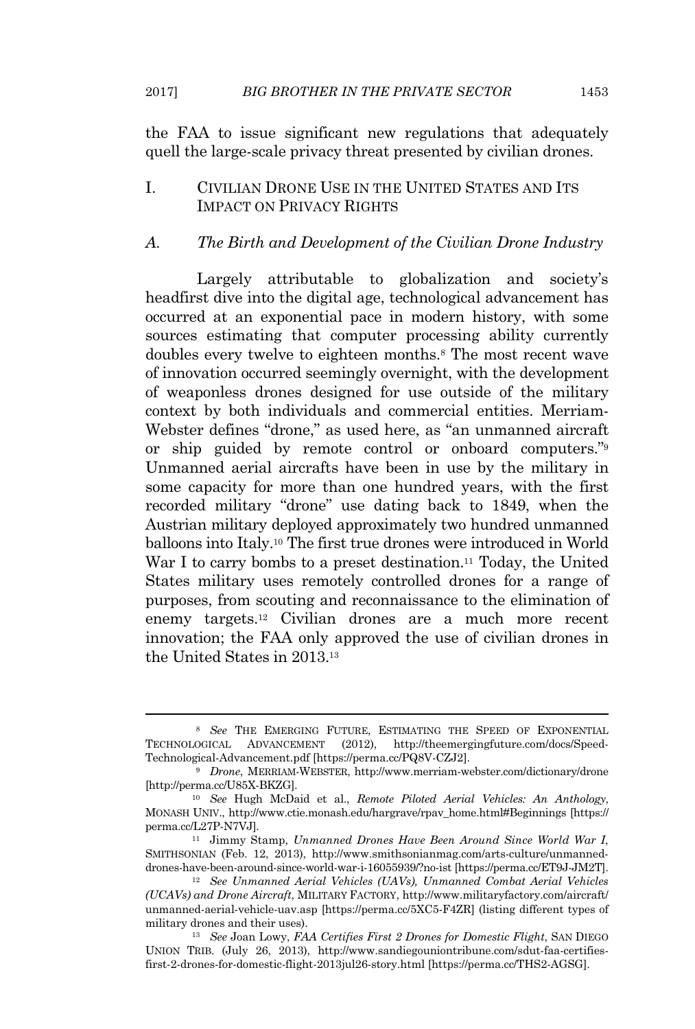the FAA to issue significant new regulations that adequately quell the large-scale privacy threat presented by civilian drones.

## I. CIVILIAN DRONE USE IN THE UNITED STATES AND ITS IMPACT ON PRIVACY RIGHTS

### *A. The Birth and Development of the Civilian Drone Industry*

Largely attributable to globalization and society's headfirst dive into the digital age, technological advancement has occurred at an exponential pace in modern history, with some sources estimating that computer processing ability currently doubles every twelve to eighteen months.[8] The most recent wave of innovation occurred seemingly overnight, with the development of weaponless drones designed for use outside of the military context by both individuals and commercial entities. Merriam-Webster defines "drone," as used here, as "an unmanned aircraft or ship guided by remote control or onboard computers."[9] Unmanned aerial aircrafts have been in use by the military in some capacity for more than one hundred years, with the first recorded military "drone" use dating back to 1849, when the Austrian military deployed approximately two hundred unmanned balloons into Italy.[10] The first true drones were introduced in World War I to carry bombs to a preset destination.[11] Today, the United States military uses remotely controlled drones for a range of purposes, from scouting and reconnaissance to the elimination of enemy targets.[12] Civilian drones are a much more recent innovation; the FAA only approved the use of civilian drones in the United States in 2013.[13]

---

[8] *See* THE EMERGING FUTURE, ESTIMATING THE SPEED OF EXPONENTIAL TECHNOLOGICAL ADVANCEMENT (2012), http://theemergingfuture.com/docs/Speed-Technological-Advancement.pdf [https://perma.cc/PQ8V-CZJ2].

[9] *Drone*, MERRIAM-WEBSTER, http://www.merriam-webster.com/dictionary/drone [http://perma.cc/U85X-BKZG].

[10] *See* Hugh McDaid et al., *Remote Piloted Aerial Vehicles: An Anthology*, MONASH UNIV., http://www.ctie.monash.edu/hargrave/rpav_home.html#Beginnings [https://perma.cc/L27P-N7VJ].

[11] Jimmy Stamp, *Unmanned Drones Have Been Around Since World War I*, SMITHSONIAN (Feb. 12, 2013), http://www.smithsonianmag.com/arts-culture/unmanned-drones-have-been-around-since-world-war-i-16055939/?no-ist [https://perma.cc/ET9J-JM2T].

[12] *See Unmanned Aerial Vehicles (UAVs), Unmanned Combat Aerial Vehicles (UCAVs) and Drone Aircraft*, MILITARY FACTORY, http://www.militaryfactory.com/aircraft/unmanned-aerial-vehicle-uav.asp [https://perma.cc/5XC5-F4ZR] (listing different types of military drones and their uses).

[13] *See* Joan Lowy, *FAA Certifies First 2 Drones for Domestic Flight*, SAN DIEGO UNION TRIB. (July 26, 2013), http://www.sandiegouniontribune.com/sdut-faa-certifies-first-2-drones-for-domestic-flight-2013jul26-story.html [https://perma.cc/THS2-AGSG].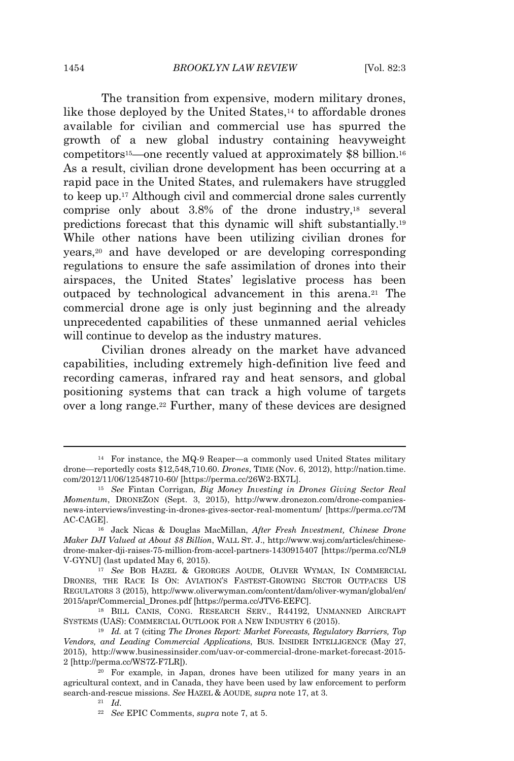The transition from expensive, modern military drones, like those deployed by the United States,[14] to affordable drones available for civilian and commercial use has spurred the growth of a new global industry containing heavyweight competitors[15]—one recently valued at approximately $8 billion.[16] As a result, civilian drone development has been occurring at a rapid pace in the United States, and rulemakers have struggled to keep up.[17] Although civil and commercial drone sales currently comprise only about 3.8% of the drone industry,[18] several predictions forecast that this dynamic will shift substantially.[19] While other nations have been utilizing civilian drones for years,[20] and have developed or are developing corresponding regulations to ensure the safe assimilation of drones into their airspaces, the United States' legislative process has been outpaced by technological advancement in this arena.[21] The commercial drone age is only just beginning and the already unprecedented capabilities of these unmanned aerial vehicles will continue to develop as the industry matures.

Civilian drones already on the market have advanced capabilities, including extremely high-definition live feed and recording cameras, infrared ray and heat sensors, and global positioning systems that can track a high volume of targets over a long range.[22] Further, many of these devices are designed

---

[14] For instance, the MQ-9 Reaper—a commonly used United States military drone—reportedly costs $12,548,710.60. *Drones*, TIME (Nov. 6, 2012), http://nation.time.com/2012/11/06/12548710-60/ [https://perma.cc/26W2-BX7L].

[15] *See* Fintan Corrigan, *Big Money Investing in Drones Giving Sector Real Momentum*, DRONEZON (Sept. 3, 2015), http://www.dronezon.com/drone-companies-news-interviews/investing-in-drones-gives-sector-real-momentum/ [https://perma.cc/7MAC-CAGE].

[16] Jack Nicas & Douglas MacMillan, *After Fresh Investment, Chinese Drone Maker DJI Valued at About $8 Billion*, WALL ST. J., http://www.wsj.com/articles/chinese-drone-maker-dji-raises-75-million-from-accel-partners-1430915407 [https://perma.cc/NL9V-GYNU] (last updated May 6, 2015).

[17] *See* BOB HAZEL & GEORGES AOUDE, OLIVER WYMAN, IN COMMERCIAL DRONES, THE RACE IS ON: AVIATION'S FASTEST-GROWING SECTOR OUTPACES US REGULATORS 3 (2015), http://www.oliverwyman.com/content/dam/oliver-wyman/global/en/2015/apr/Commercial_Drones.pdf [https://perma.cc/JTV6-EEFC].

[18] BILL CANIS, CONG. RESEARCH SERV., R44192, UNMANNED AIRCRAFT SYSTEMS (UAS): COMMERCIAL OUTLOOK FOR A NEW INDUSTRY 6 (2015).

[19] *Id.* at 7 (citing *The Drones Report: Market Forecasts, Regulatory Barriers, Top Vendors, and Leading Commercial Applications*, BUS. INSIDER INTELLIGENCE (May 27, 2015), http://www.businessinsider.com/uav-or-commercial-drone-market-forecast-2015-2 [http://perma.cc/WS7Z-F7LR]).

[20] For example, in Japan, drones have been utilized for many years in an agricultural context, and in Canada, they have been used by law enforcement to perform search-and-rescue missions. *See* HAZEL & AOUDE, *supra* note 17, at 3.

[21] *Id.*

[22] *See* EPIC Comments, *supra* note 7, at 5.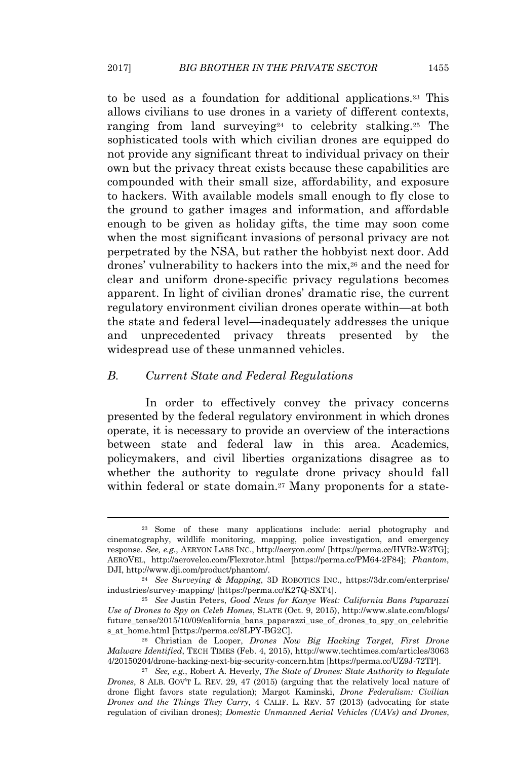to be used as a foundation for additional applications.[23] This allows civilians to use drones in a variety of different contexts, ranging from land surveying[24] to celebrity stalking.[25] The sophisticated tools with which civilian drones are equipped do not provide any significant threat to individual privacy on their own but the privacy threat exists because these capabilities are compounded with their small size, affordability, and exposure to hackers. With available models small enough to fly close to the ground to gather images and information, and affordable enough to be given as holiday gifts, the time may soon come when the most significant invasions of personal privacy are not perpetrated by the NSA, but rather the hobbyist next door. Add drones' vulnerability to hackers into the mix,[26] and the need for clear and uniform drone-specific privacy regulations becomes apparent. In light of civilian drones' dramatic rise, the current regulatory environment civilian drones operate within—at both the state and federal level—inadequately addresses the unique and unprecedented privacy threats presented by the widespread use of these unmanned vehicles.

### B. Current State and Federal Regulations

In order to effectively convey the privacy concerns presented by the federal regulatory environment in which drones operate, it is necessary to provide an overview of the interactions between state and federal law in this area. Academics, policymakers, and civil liberties organizations disagree as to whether the authority to regulate drone privacy should fall within federal or state domain.[27] Many proponents for a state-

---

[23] Some of these many applications include: aerial photography and cinematography, wildlife monitoring, mapping, police investigation, and emergency response. *See, e.g.*, AERYON LABS INC., http://aeryon.com/ [https://perma.cc/HVB2-W3TG]; AEROVEL, http://aerovelco.com/Flexrotor.html [https://perma.cc/PM64-2F84]; *Phantom*, DJI, http://www.dji.com/product/phantom/.

[24] *See Surveying & Mapping*, 3D ROBOTICS INC., https://3dr.com/enterprise/industries/survey-mapping/ [https://perma.cc/K27Q-SXT4].

[25] *See* Justin Peters, *Good News for Kanye West: California Bans Paparazzi Use of Drones to Spy on Celeb Homes*, SLATE (Oct. 9, 2015), http://www.slate.com/blogs/future_tense/2015/10/09/california_bans_paparazzi_use_of_drones_to_spy_on_celebrities_at_home.html [https://perma.cc/8LPY-BG2C].

[26] Christian de Looper, *Drones Now Big Hacking Target, First Drone Malware Identified*, TECH TIMES (Feb. 4, 2015), http://www.techtimes.com/articles/30634/20150204/drone-hacking-next-big-security-concern.htm [https://perma.cc/UZ9J-72TP].

[27] *See, e.g.*, Robert A. Heverly, *The State of Drones: State Authority to Regulate Drones*, 8 ALB. GOV'T L. REV. 29, 47 (2015) (arguing that the relatively local nature of drone flight favors state regulation); Margot Kaminski, *Drone Federalism: Civilian Drones and the Things They Carry*, 4 CALIF. L. REV. 57 (2013) (advocating for state regulation of civilian drones); *Domestic Unmanned Aerial Vehicles (UAVs) and Drones*,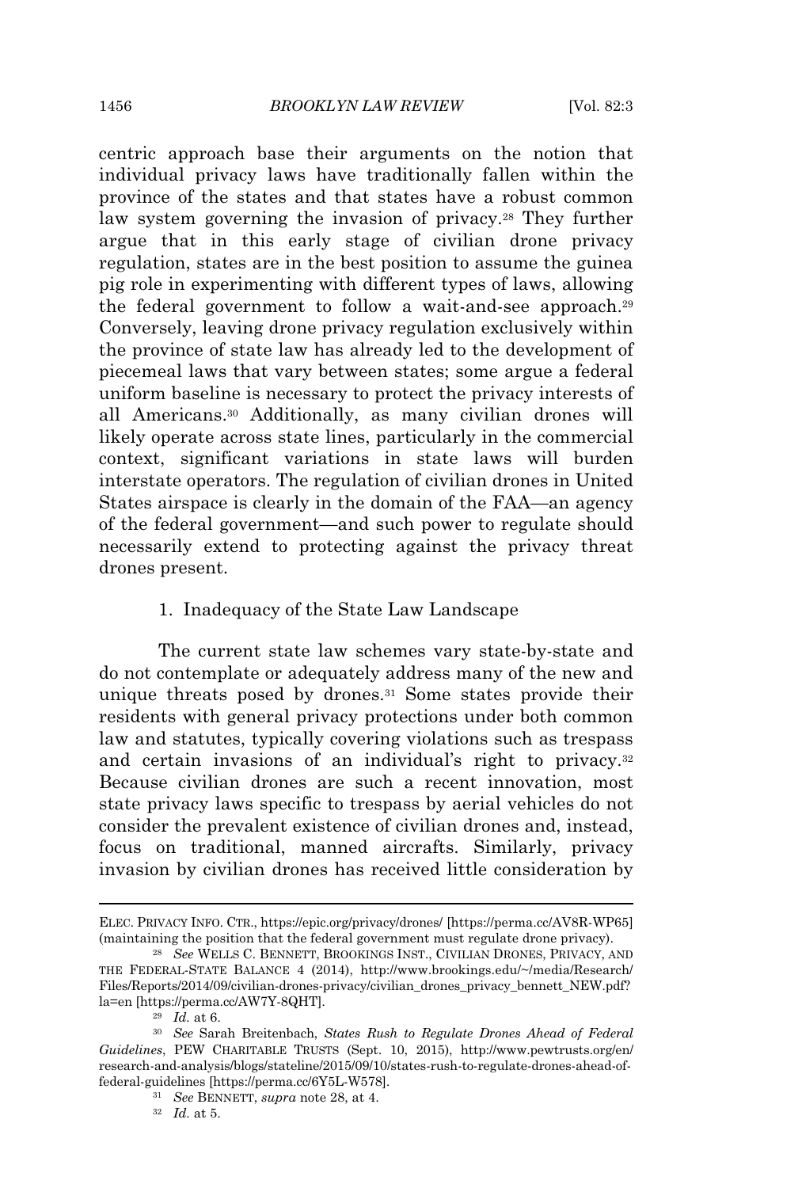centric approach base their arguments on the notion that individual privacy laws have traditionally fallen within the province of the states and that states have a robust common law system governing the invasion of privacy.[28] They further argue that in this early stage of civilian drone privacy regulation, states are in the best position to assume the guinea pig role in experimenting with different types of laws, allowing the federal government to follow a wait-and-see approach.[29] Conversely, leaving drone privacy regulation exclusively within the province of state law has already led to the development of piecemeal laws that vary between states; some argue a federal uniform baseline is necessary to protect the privacy interests of all Americans.[30] Additionally, as many civilian drones will likely operate across state lines, particularly in the commercial context, significant variations in state laws will burden interstate operators. The regulation of civilian drones in United States airspace is clearly in the domain of the FAA—an agency of the federal government—and such power to regulate should necessarily extend to protecting against the privacy threat drones present.

### 1. Inadequacy of the State Law Landscape

The current state law schemes vary state-by-state and do not contemplate or adequately address many of the new and unique threats posed by drones.[31] Some states provide their residents with general privacy protections under both common law and statutes, typically covering violations such as trespass and certain invasions of an individual's right to privacy.[32] Because civilian drones are such a recent innovation, most state privacy laws specific to trespass by aerial vehicles do not consider the prevalent existence of civilian drones and, instead, focus on traditional, manned aircrafts. Similarly, privacy invasion by civilian drones has received little consideration by

---

ELEC. PRIVACY INFO. CTR., https://epic.org/privacy/drones/ [https://perma.cc/AV8R-WP65] (maintaining the position that the federal government must regulate drone privacy).

[28] *See* WELLS C. BENNETT, BROOKINGS INST., CIVILIAN DRONES, PRIVACY, AND THE FEDERAL-STATE BALANCE 4 (2014), http://www.brookings.edu/~/media/Research/Files/Reports/2014/09/civilian-drones-privacy/civilian_drones_privacy_bennett_NEW.pdf?la=en [https://perma.cc/AW7Y-8QHT].

[29] *Id.* at 6.

[30] *See* Sarah Breitenbach, *States Rush to Regulate Drones Ahead of Federal Guidelines*, PEW CHARITABLE TRUSTS (Sept. 10, 2015), http://www.pewtrusts.org/en/research-and-analysis/blogs/stateline/2015/09/10/states-rush-to-regulate-drones-ahead-of-federal-guidelines [https://perma.cc/6Y5L-W578].

[31] *See* BENNETT, *supra* note 28, at 4.

[32] *Id.* at 5.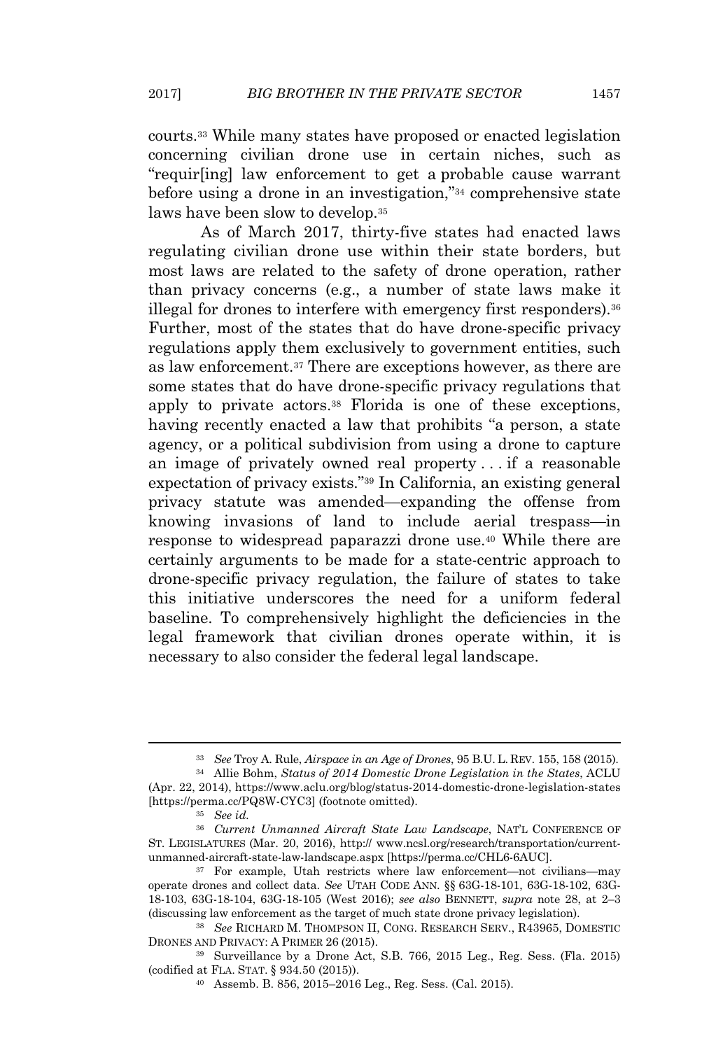courts.[33] While many states have proposed or enacted legislation concerning civilian drone use in certain niches, such as "requir[ing] law enforcement to get a probable cause warrant before using a drone in an investigation,"[34] comprehensive state laws have been slow to develop.[35]

As of March 2017, thirty-five states had enacted laws regulating civilian drone use within their state borders, but most laws are related to the safety of drone operation, rather than privacy concerns (e.g., a number of state laws make it illegal for drones to interfere with emergency first responders).[36] Further, most of the states that do have drone-specific privacy regulations apply them exclusively to government entities, such as law enforcement.[37] There are exceptions however, as there are some states that do have drone-specific privacy regulations that apply to private actors.[38] Florida is one of these exceptions, having recently enacted a law that prohibits "a person, a state agency, or a political subdivision from using a drone to capture an image of privately owned real property . . . if a reasonable expectation of privacy exists."[39] In California, an existing general privacy statute was amended—expanding the offense from knowing invasions of land to include aerial trespass—in response to widespread paparazzi drone use.[40] While there are certainly arguments to be made for a state-centric approach to drone-specific privacy regulation, the failure of states to take this initiative underscores the need for a uniform federal baseline. To comprehensively highlight the deficiencies in the legal framework that civilian drones operate within, it is necessary to also consider the federal legal landscape.

---

[33] *See* Troy A. Rule, *Airspace in an Age of Drones*, 95 B.U. L. REV. 155, 158 (2015).

[34] Allie Bohm, *Status of 2014 Domestic Drone Legislation in the States*, ACLU (Apr. 22, 2014), https://www.aclu.org/blog/status-2014-domestic-drone-legislation-states [https://perma.cc/PQ8W-CYC3] (footnote omitted).

[35] *See id.*

[36] *Current Unmanned Aircraft State Law Landscape*, NAT'L CONFERENCE OF ST. LEGISLATURES (Mar. 20, 2016), http:// www.ncsl.org/research/transportation/current-unmanned-aircraft-state-law-landscape.aspx [https://perma.cc/CHL6-6AUC].

[37] For example, Utah restricts where law enforcement—not civilians—may operate drones and collect data. *See* UTAH CODE ANN. §§ 63G-18-101, 63G-18-102, 63G-18-103, 63G-18-104, 63G-18-105 (West 2016); *see also* BENNETT, *supra* note 28, at 2–3 (discussing law enforcement as the target of much state drone privacy legislation).

[38] *See* RICHARD M. THOMPSON II, CONG. RESEARCH SERV., R43965, DOMESTIC DRONES AND PRIVACY: A PRIMER 26 (2015).

[39] Surveillance by a Drone Act, S.B. 766, 2015 Leg., Reg. Sess. (Fla. 2015) (codified at FLA. STAT. § 934.50 (2015)).

[40] Assemb. B. 856, 2015–2016 Leg., Reg. Sess. (Cal. 2015).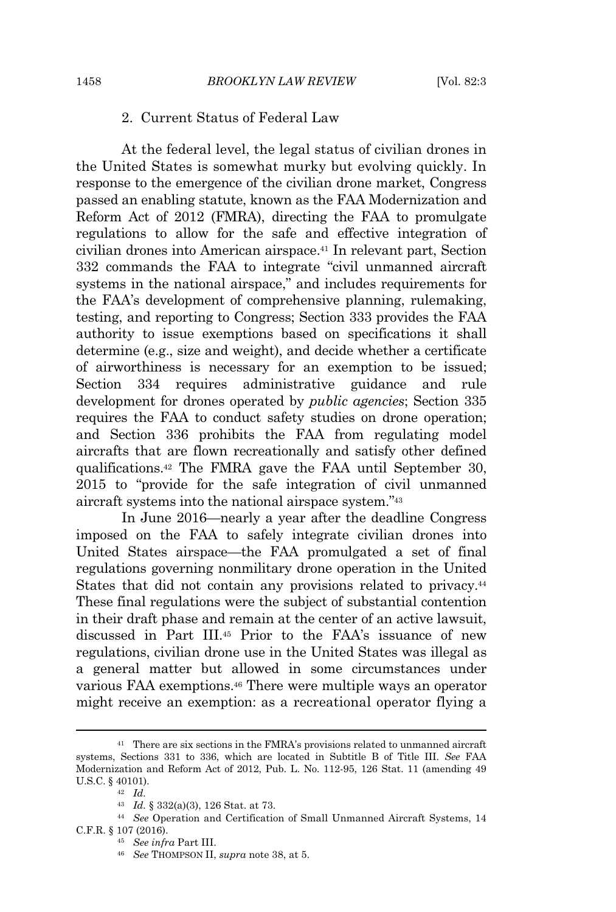### 2. Current Status of Federal Law

At the federal level, the legal status of civilian drones in the United States is somewhat murky but evolving quickly. In response to the emergence of the civilian drone market, Congress passed an enabling statute, known as the FAA Modernization and Reform Act of 2012 (FMRA), directing the FAA to promulgate regulations to allow for the safe and effective integration of civilian drones into American airspace.[41] In relevant part, Section 332 commands the FAA to integrate "civil unmanned aircraft systems in the national airspace," and includes requirements for the FAA's development of comprehensive planning, rulemaking, testing, and reporting to Congress; Section 333 provides the FAA authority to issue exemptions based on specifications it shall determine (e.g., size and weight), and decide whether a certificate of airworthiness is necessary for an exemption to be issued; Section 334 requires administrative guidance and rule development for drones operated by *public agencies*; Section 335 requires the FAA to conduct safety studies on drone operation; and Section 336 prohibits the FAA from regulating model aircrafts that are flown recreationally and satisfy other defined qualifications.[42] The FMRA gave the FAA until September 30, 2015 to "provide for the safe integration of civil unmanned aircraft systems into the national airspace system."[43]

In June 2016—nearly a year after the deadline Congress imposed on the FAA to safely integrate civilian drones into United States airspace—the FAA promulgated a set of final regulations governing nonmilitary drone operation in the United States that did not contain any provisions related to privacy.[44] These final regulations were the subject of substantial contention in their draft phase and remain at the center of an active lawsuit, discussed in Part III.[45] Prior to the FAA's issuance of new regulations, civilian drone use in the United States was illegal as a general matter but allowed in some circumstances under various FAA exemptions.[46] There were multiple ways an operator might receive an exemption: as a recreational operator flying a

---

[41] There are six sections in the FMRA's provisions related to unmanned aircraft systems, Sections 331 to 336, which are located in Subtitle B of Title III. *See* FAA Modernization and Reform Act of 2012, Pub. L. No. 112-95, 126 Stat. 11 (amending 49 U.S.C. § 40101).

[42] *Id.*

[43] *Id.* § 332(a)(3), 126 Stat. at 73.

[44] *See* Operation and Certification of Small Unmanned Aircraft Systems, 14 C.F.R. § 107 (2016).

[45] *See infra* Part III.

[46] *See* THOMPSON II, *supra* note 38, at 5.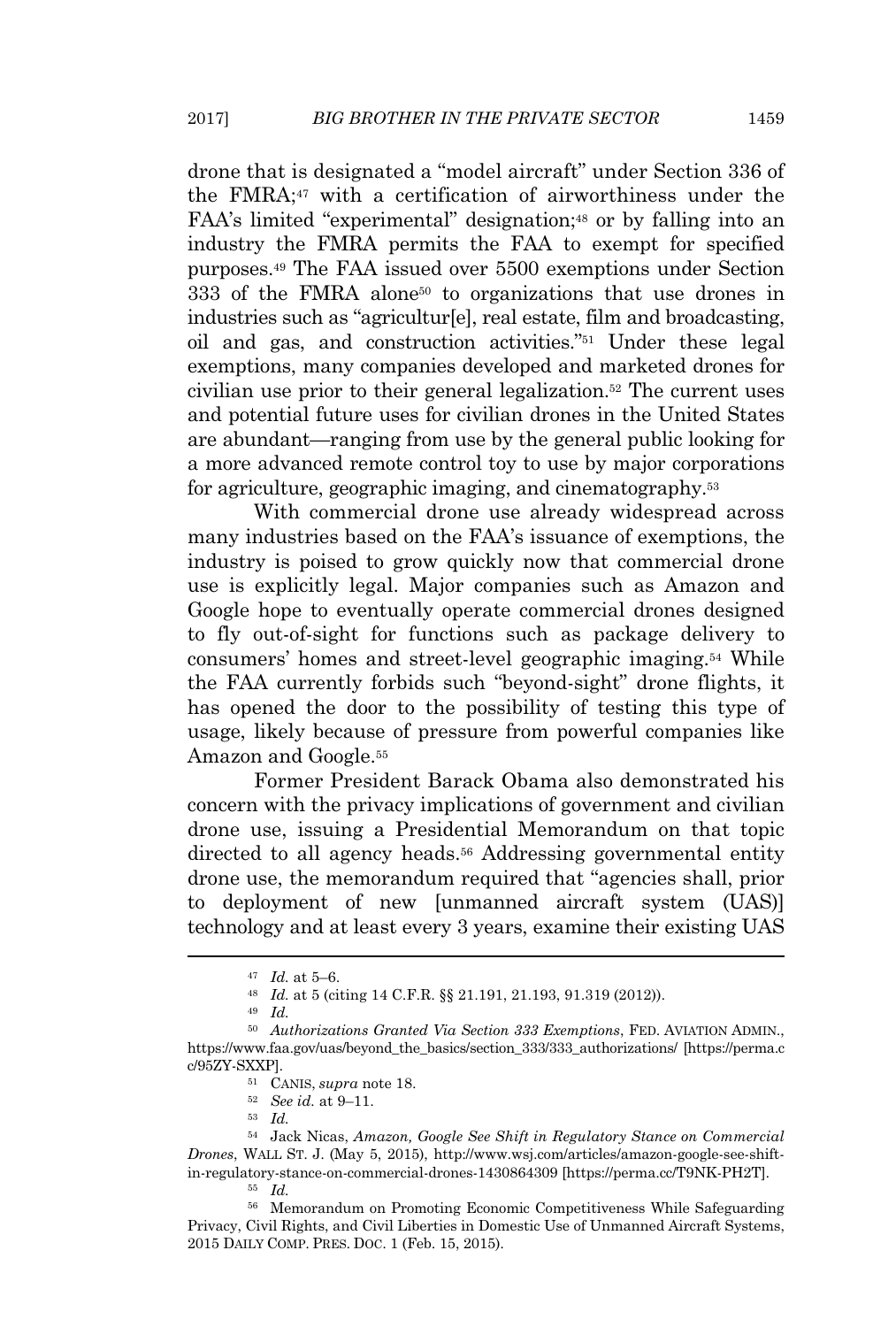drone that is designated a "model aircraft" under Section 336 of the FMRA;[47] with a certification of airworthiness under the FAA's limited "experimental" designation;[48] or by falling into an industry the FMRA permits the FAA to exempt for specified purposes.[49] The FAA issued over 5500 exemptions under Section 333 of the FMRA alone[50] to organizations that use drones in industries such as "agricultur[e], real estate, film and broadcasting, oil and gas, and construction activities."[51] Under these legal exemptions, many companies developed and marketed drones for civilian use prior to their general legalization.[52] The current uses and potential future uses for civilian drones in the United States are abundant—ranging from use by the general public looking for a more advanced remote control toy to use by major corporations for agriculture, geographic imaging, and cinematography.[53]

With commercial drone use already widespread across many industries based on the FAA's issuance of exemptions, the industry is poised to grow quickly now that commercial drone use is explicitly legal. Major companies such as Amazon and Google hope to eventually operate commercial drones designed to fly out-of-sight for functions such as package delivery to consumers' homes and street-level geographic imaging.[54] While the FAA currently forbids such "beyond-sight" drone flights, it has opened the door to the possibility of testing this type of usage, likely because of pressure from powerful companies like Amazon and Google.[55]

Former President Barack Obama also demonstrated his concern with the privacy implications of government and civilian drone use, issuing a Presidential Memorandum on that topic directed to all agency heads.[56] Addressing governmental entity drone use, the memorandum required that "agencies shall, prior to deployment of new [unmanned aircraft system (UAS)] technology and at least every 3 years, examine their existing UAS

---

[47] *Id.* at 5–6.

[48] *Id.* at 5 (citing 14 C.F.R. §§ 21.191, 21.193, 91.319 (2012)).

[49] *Id.*

[50] *Authorizations Granted Via Section 333 Exemptions*, FED. AVIATION ADMIN., https://www.faa.gov/uas/beyond_the_basics/section_333/333_authorizations/ [https://perma.cc/95ZY-SXXP].

[51] CANIS, *supra* note 18.

[52] *See id.* at 9–11.

[53] *Id.*

[54] Jack Nicas, *Amazon, Google See Shift in Regulatory Stance on Commercial Drones*, WALL ST. J. (May 5, 2015), http://www.wsj.com/articles/amazon-google-see-shift-in-regulatory-stance-on-commercial-drones-1430864309 [https://perma.cc/T9NK-PH2T].

[55] *Id.*

[56] Memorandum on Promoting Economic Competitiveness While Safeguarding Privacy, Civil Rights, and Civil Liberties in Domestic Use of Unmanned Aircraft Systems, 2015 DAILY COMP. PRES. DOC. 1 (Feb. 15, 2015).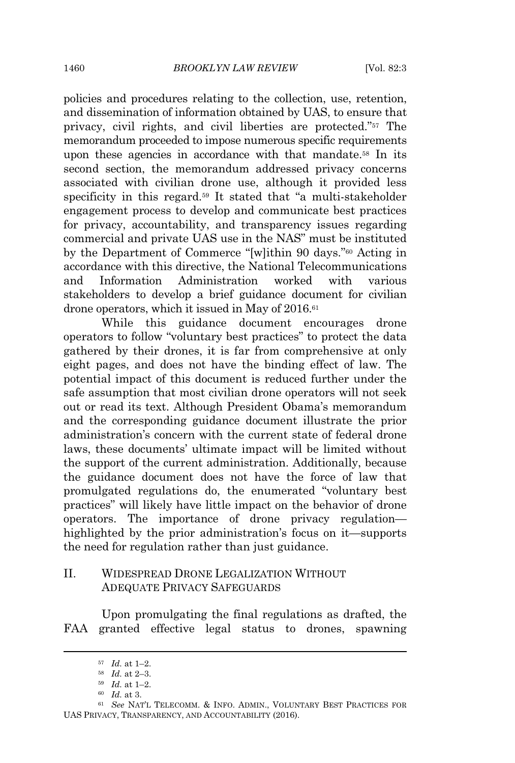policies and procedures relating to the collection, use, retention, and dissemination of information obtained by UAS, to ensure that privacy, civil rights, and civil liberties are protected."[57] The memorandum proceeded to impose numerous specific requirements upon these agencies in accordance with that mandate.[58] In its second section, the memorandum addressed privacy concerns associated with civilian drone use, although it provided less specificity in this regard.[59] It stated that "a multi-stakeholder engagement process to develop and communicate best practices for privacy, accountability, and transparency issues regarding commercial and private UAS use in the NAS" must be instituted by the Department of Commerce "[w]ithin 90 days."[60] Acting in accordance with this directive, the National Telecommunications and Information Administration worked with various stakeholders to develop a brief guidance document for civilian drone operators, which it issued in May of 2016.[61]

While this guidance document encourages drone operators to follow "voluntary best practices" to protect the data gathered by their drones, it is far from comprehensive at only eight pages, and does not have the binding effect of law. The potential impact of this document is reduced further under the safe assumption that most civilian drone operators will not seek out or read its text. Although President Obama's memorandum and the corresponding guidance document illustrate the prior administration's concern with the current state of federal drone laws, these documents' ultimate impact will be limited without the support of the current administration. Additionally, because the guidance document does not have the force of law that promulgated regulations do, the enumerated "voluntary best practices" will likely have little impact on the behavior of drone operators. The importance of drone privacy regulation—highlighted by the prior administration's focus on it—supports the need for regulation rather than just guidance.

## II. WIDESPREAD DRONE LEGALIZATION WITHOUT ADEQUATE PRIVACY SAFEGUARDS

Upon promulgating the final regulations as drafted, the FAA granted effective legal status to drones, spawning

---

[57] *Id.* at 1–2.

[58] *Id.* at 2–3.

[59] *Id.* at 1–2.

[60] *Id.* at 3.

[61] *See* NAT'L TELECOMM. & INFO. ADMIN., VOLUNTARY BEST PRACTICES FOR UAS PRIVACY, TRANSPARENCY, AND ACCOUNTABILITY (2016).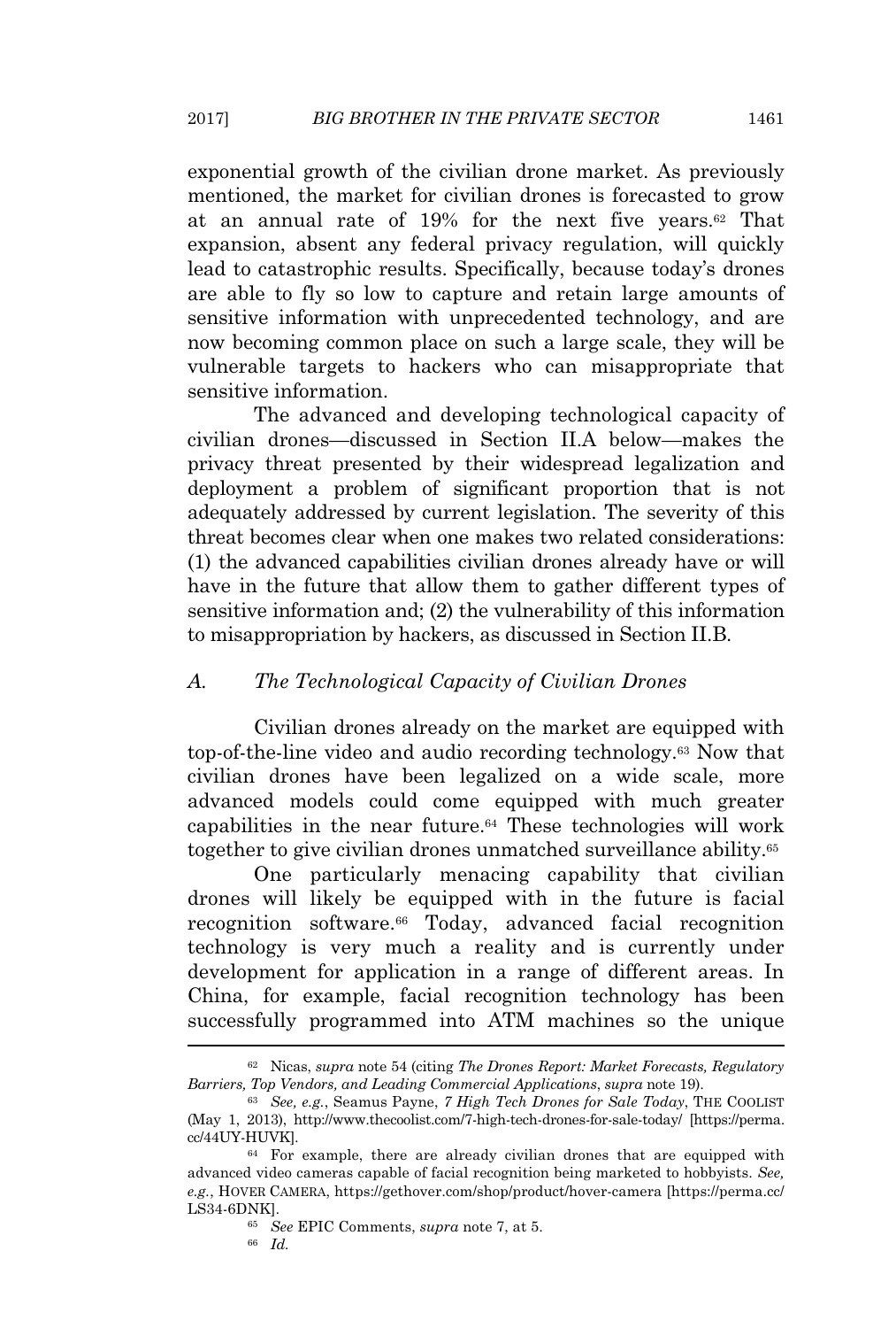exponential growth of the civilian drone market. As previously mentioned, the market for civilian drones is forecasted to grow at an annual rate of 19% for the next five years.[62] That expansion, absent any federal privacy regulation, will quickly lead to catastrophic results. Specifically, because today's drones are able to fly so low to capture and retain large amounts of sensitive information with unprecedented technology, and are now becoming common place on such a large scale, they will be vulnerable targets to hackers who can misappropriate that sensitive information.

The advanced and developing technological capacity of civilian drones—discussed in Section II.A below—makes the privacy threat presented by their widespread legalization and deployment a problem of significant proportion that is not adequately addressed by current legislation. The severity of this threat becomes clear when one makes two related considerations: (1) the advanced capabilities civilian drones already have or will have in the future that allow them to gather different types of sensitive information and; (2) the vulnerability of this information to misappropriation by hackers, as discussed in Section II.B.

### *A. The Technological Capacity of Civilian Drones*

Civilian drones already on the market are equipped with top-of-the-line video and audio recording technology.[63] Now that civilian drones have been legalized on a wide scale, more advanced models could come equipped with much greater capabilities in the near future.[64] These technologies will work together to give civilian drones unmatched surveillance ability.[65]

One particularly menacing capability that civilian drones will likely be equipped with in the future is facial recognition software.[66] Today, advanced facial recognition technology is very much a reality and is currently under development for application in a range of different areas. In China, for example, facial recognition technology has been successfully programmed into ATM machines so the unique

---

[62] Nicas, *supra* note 54 (citing *The Drones Report: Market Forecasts, Regulatory Barriers, Top Vendors, and Leading Commercial Applications*, *supra* note 19).

[63] *See, e.g.*, Seamus Payne, *7 High Tech Drones for Sale Today*, THE COOLIST (May 1, 2013), http://www.thecoolist.com/7-high-tech-drones-for-sale-today/ [https://perma.cc/44UY-HUVK].

[64] For example, there are already civilian drones that are equipped with advanced video cameras capable of facial recognition being marketed to hobbyists. *See, e.g.*, HOVER CAMERA, https://gethover.com/shop/product/hover-camera [https://perma.cc/LS34-6DNK].

[65] *See* EPIC Comments, *supra* note 7, at 5.

[66] *Id.*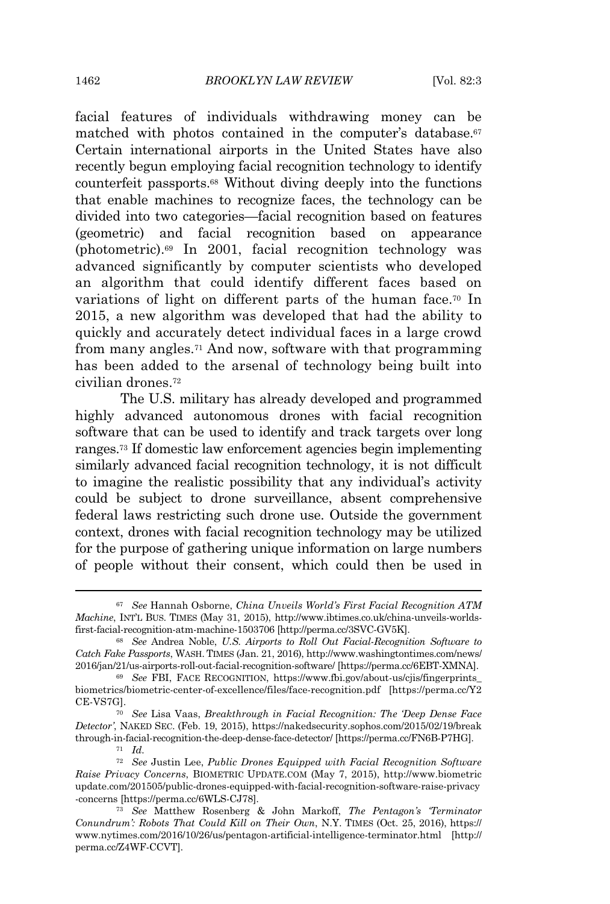facial features of individuals withdrawing money can be matched with photos contained in the computer's database.[67] Certain international airports in the United States have also recently begun employing facial recognition technology to identify counterfeit passports.[68] Without diving deeply into the functions that enable machines to recognize faces, the technology can be divided into two categories—facial recognition based on features (geometric) and facial recognition based on appearance (photometric).[69] In 2001, facial recognition technology was advanced significantly by computer scientists who developed an algorithm that could identify different faces based on variations of light on different parts of the human face.[70] In 2015, a new algorithm was developed that had the ability to quickly and accurately detect individual faces in a large crowd from many angles.[71] And now, software with that programming has been added to the arsenal of technology being built into civilian drones.[72]

The U.S. military has already developed and programmed highly advanced autonomous drones with facial recognition software that can be used to identify and track targets over long ranges.[73] If domestic law enforcement agencies begin implementing similarly advanced facial recognition technology, it is not difficult to imagine the realistic possibility that any individual's activity could be subject to drone surveillance, absent comprehensive federal laws restricting such drone use. Outside the government context, drones with facial recognition technology may be utilized for the purpose of gathering unique information on large numbers of people without their consent, which could then be used in

---

[67] *See* Hannah Osborne, *China Unveils World's First Facial Recognition ATM Machine*, INT'L BUS. TIMES (May 31, 2015), http://www.ibtimes.co.uk/china-unveils-worlds-first-facial-recognition-atm-machine-1503706 [http://perma.cc/3SVC-GV5K].

[68] *See* Andrea Noble, *U.S. Airports to Roll Out Facial-Recognition Software to Catch Fake Passports*, WASH. TIMES (Jan. 21, 2016), http://www.washingtontimes.com/news/2016/jan/21/us-airports-roll-out-facial-recognition-software/ [https://perma.cc/6EBT-XMNA].

[69] *See* FBI, FACE RECOGNITION, https://www.fbi.gov/about-us/cjis/fingerprints_biometrics/biometric-center-of-excellence/files/face-recognition.pdf [https://perma.cc/Y2CE-VS7G].

[70] *See* Lisa Vaas, *Breakthrough in Facial Recognition: The 'Deep Dense Face Detector'*, NAKED SEC. (Feb. 19, 2015), https://nakedsecurity.sophos.com/2015/02/19/breakthrough-in-facial-recognition-the-deep-dense-face-detector/ [https://perma.cc/FN6B-P7HG].

[71] *Id.*

[72] *See* Justin Lee, *Public Drones Equipped with Facial Recognition Software Raise Privacy Concerns*, BIOMETRIC UPDATE.COM (May 7, 2015), http://www.biometricupdate.com/201505/public-drones-equipped-with-facial-recognition-software-raise-privacy-concerns [https://perma.cc/6WLS-CJ78].

[73] *See* Matthew Rosenberg & John Markoff, *The Pentagon's 'Terminator Conundrum': Robots That Could Kill on Their Own*, N.Y. TIMES (Oct. 25, 2016), https://www.nytimes.com/2016/10/26/us/pentagon-artificial-intelligence-terminator.html [http://perma.cc/Z4WF-CCVT].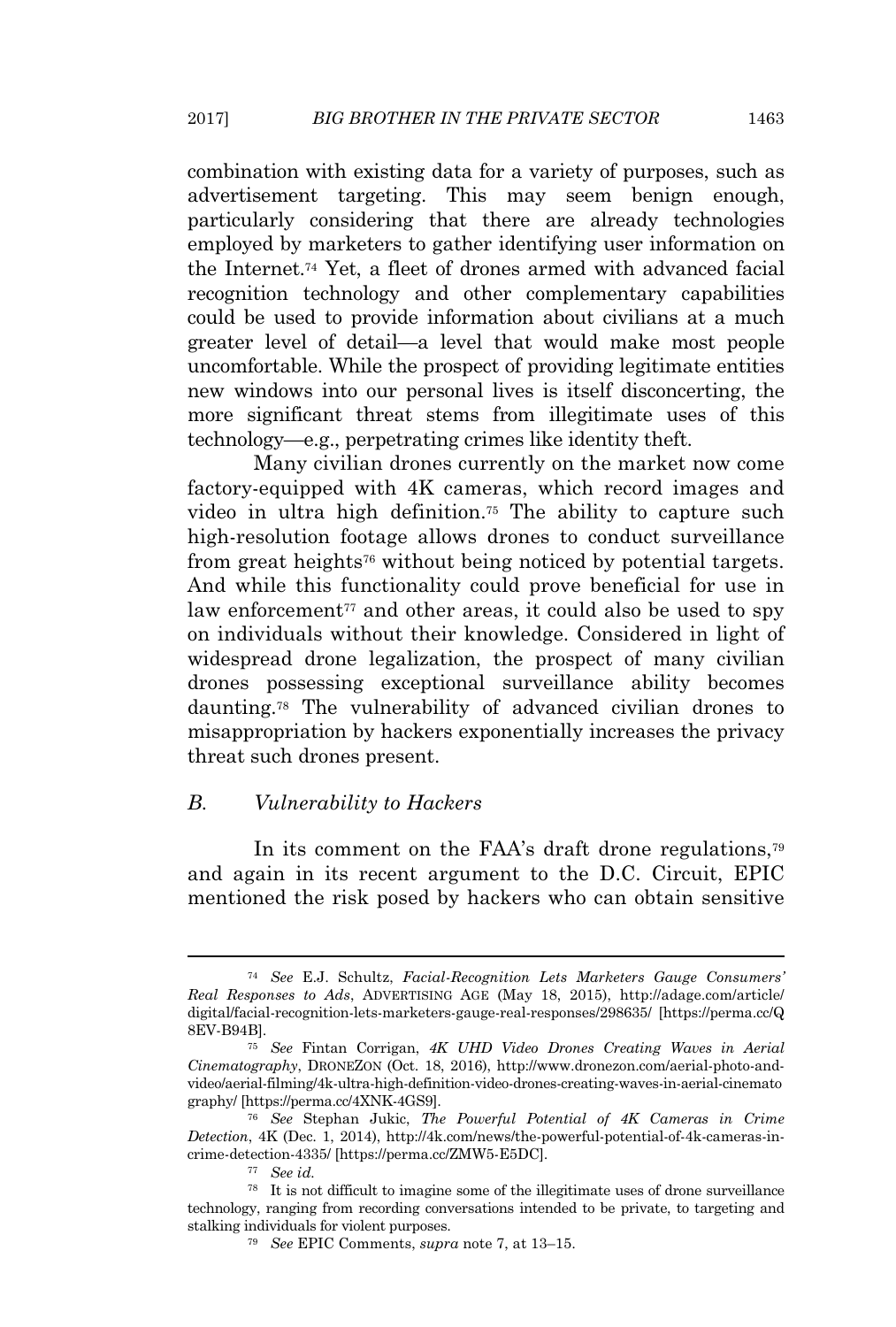combination with existing data for a variety of purposes, such as advertisement targeting. This may seem benign enough, particularly considering that there are already technologies employed by marketers to gather identifying user information on the Internet.[74] Yet, a fleet of drones armed with advanced facial recognition technology and other complementary capabilities could be used to provide information about civilians at a much greater level of detail—a level that would make most people uncomfortable. While the prospect of providing legitimate entities new windows into our personal lives is itself disconcerting, the more significant threat stems from illegitimate uses of this technology—e.g., perpetrating crimes like identity theft.

Many civilian drones currently on the market now come factory-equipped with 4K cameras, which record images and video in ultra high definition.[75] The ability to capture such high-resolution footage allows drones to conduct surveillance from great heights[76] without being noticed by potential targets. And while this functionality could prove beneficial for use in law enforcement[77] and other areas, it could also be used to spy on individuals without their knowledge. Considered in light of widespread drone legalization, the prospect of many civilian drones possessing exceptional surveillance ability becomes daunting.[78] The vulnerability of advanced civilian drones to misappropriation by hackers exponentially increases the privacy threat such drones present.

### *B. Vulnerability to Hackers*

In its comment on the FAA's draft drone regulations,[79] and again in its recent argument to the D.C. Circuit, EPIC mentioned the risk posed by hackers who can obtain sensitive

---

[74] *See* E.J. Schultz, *Facial-Recognition Lets Marketers Gauge Consumers' Real Responses to Ads*, ADVERTISING AGE (May 18, 2015), http://adage.com/article/digital/facial-recognition-lets-marketers-gauge-real-responses/298635/ [https://perma.cc/Q8EV-B94B].

[75] *See* Fintan Corrigan, *4K UHD Video Drones Creating Waves in Aerial Cinematography*, DRONEZON (Oct. 18, 2016), http://www.dronezon.com/aerial-photo-and-video/aerial-filming/4k-ultra-high-definition-video-drones-creating-waves-in-aerial-cinematography/ [https://perma.cc/4XNK-4GS9].

[76] *See* Stephan Jukic, *The Powerful Potential of 4K Cameras in Crime Detection*, 4K (Dec. 1, 2014), http://4k.com/news/the-powerful-potential-of-4k-cameras-in-crime-detection-4335/ [https://perma.cc/ZMW5-E5DC].

[77] *See id.*

[78] It is not difficult to imagine some of the illegitimate uses of drone surveillance technology, ranging from recording conversations intended to be private, to targeting and stalking individuals for violent purposes.

[79] *See* EPIC Comments, *supra* note 7, at 13–15.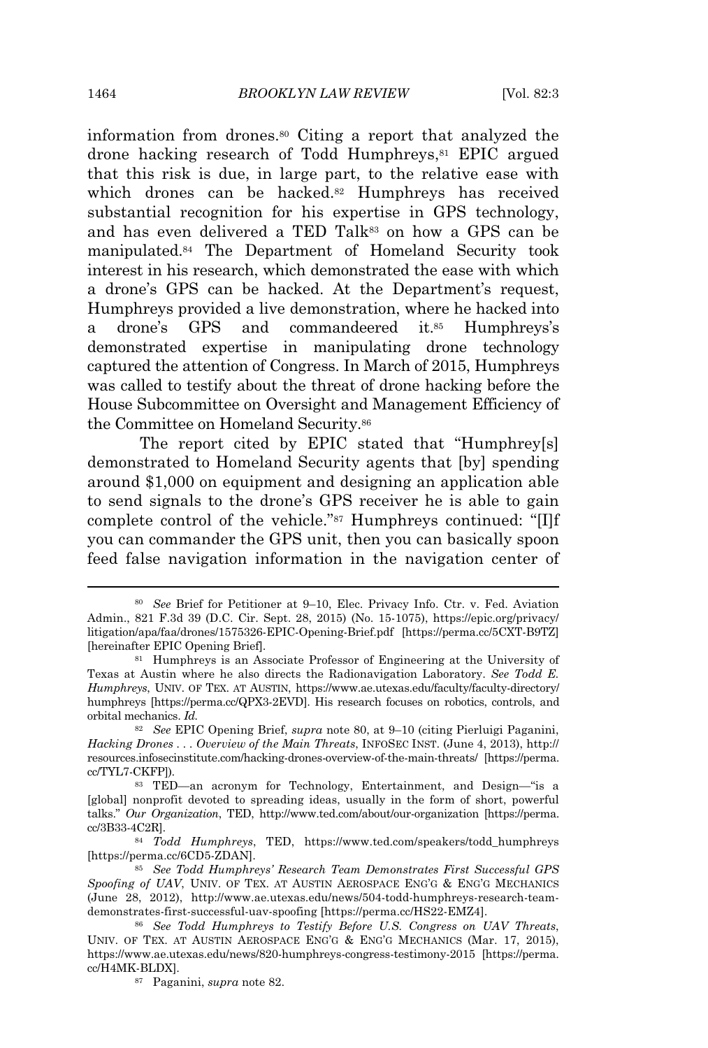information from drones.[80] Citing a report that analyzed the drone hacking research of Todd Humphreys,[81] EPIC argued that this risk is due, in large part, to the relative ease with which drones can be hacked.[82] Humphreys has received substantial recognition for his expertise in GPS technology, and has even delivered a TED Talk[83] on how a GPS can be manipulated.[84] The Department of Homeland Security took interest in his research, which demonstrated the ease with which a drone's GPS can be hacked. At the Department's request, Humphreys provided a live demonstration, where he hacked into a drone's GPS and commandeered it.[85] Humphreys's demonstrated expertise in manipulating drone technology captured the attention of Congress. In March of 2015, Humphreys was called to testify about the threat of drone hacking before the House Subcommittee on Oversight and Management Efficiency of the Committee on Homeland Security.[86]

The report cited by EPIC stated that "Humphrey[s] demonstrated to Homeland Security agents that [by] spending around $1,000 on equipment and designing an application able to send signals to the drone's GPS receiver he is able to gain complete control of the vehicle."[87] Humphreys continued: "[I]f you can commander the GPS unit, then you can basically spoon feed false navigation information in the navigation center of

---

[80] *See* Brief for Petitioner at 9–10, Elec. Privacy Info. Ctr. v. Fed. Aviation Admin., 821 F.3d 39 (D.C. Cir. Sept. 28, 2015) (No. 15-1075), https://epic.org/privacy/litigation/apa/faa/drones/1575326-EPIC-Opening-Brief.pdf [https://perma.cc/5CXT-B9TZ] [hereinafter EPIC Opening Brief].

[81] Humphreys is an Associate Professor of Engineering at the University of Texas at Austin where he also directs the Radionavigation Laboratory. *See Todd E. Humphreys*, UNIV. OF TEX. AT AUSTIN, https://www.ae.utexas.edu/faculty/faculty-directory/humphreys [https://perma.cc/QPX3-2EVD]. His research focuses on robotics, controls, and orbital mechanics. *Id.*

[82] *See* EPIC Opening Brief, *supra* note 80, at 9–10 (citing Pierluigi Paganini, *Hacking Drones . . . Overview of the Main Threats*, INFOSEC INST. (June 4, 2013), http://resources.infosecinstitute.com/hacking-drones-overview-of-the-main-threats/ [https://perma.cc/TYL7-CKFP]).

[83] TED—an acronym for Technology, Entertainment, and Design—"is a [global] nonprofit devoted to spreading ideas, usually in the form of short, powerful talks." *Our Organization*, TED, http://www.ted.com/about/our-organization [https://perma.cc/3B33-4C2R].

[84] *Todd Humphreys*, TED, https://www.ted.com/speakers/todd_humphreys [https://perma.cc/6CD5-ZDAN].

[85] *See Todd Humphreys' Research Team Demonstrates First Successful GPS Spoofing of UAV*, UNIV. OF TEX. AT AUSTIN AEROSPACE ENG'G & ENG'G MECHANICS (June 28, 2012), http://www.ae.utexas.edu/news/504-todd-humphreys-research-team-demonstrates-first-successful-uav-spoofing [https://perma.cc/HS22-EMZ4].

[86] *See Todd Humphreys to Testify Before U.S. Congress on UAV Threats*, UNIV. OF TEX. AT AUSTIN AEROSPACE ENG'G & ENG'G MECHANICS (Mar. 17, 2015), https://www.ae.utexas.edu/news/820-humphreys-congress-testimony-2015 [https://perma.cc/H4MK-BLDX].

[87] Paganini, *supra* note 82.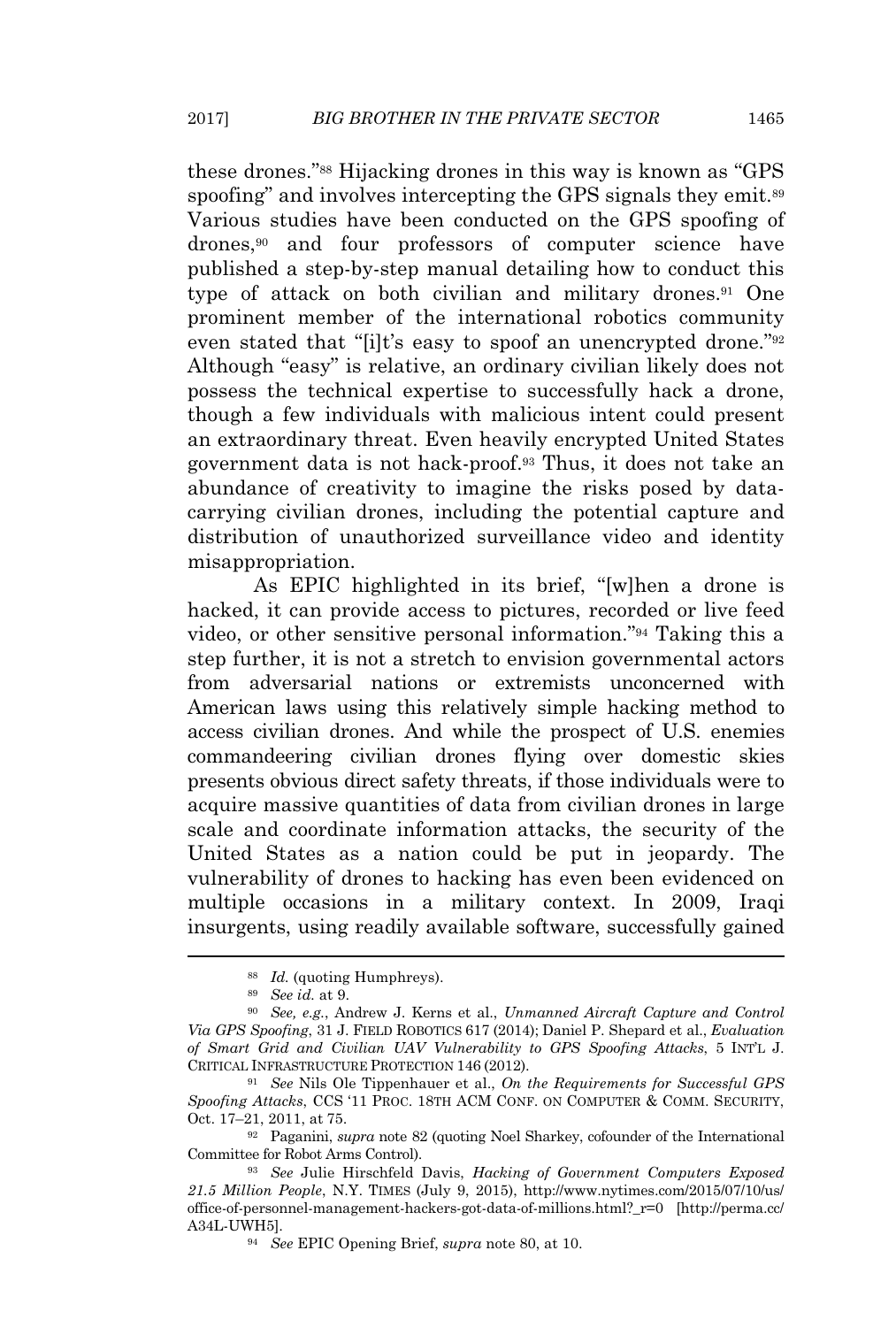these drones."[88] Hijacking drones in this way is known as "GPS spoofing" and involves intercepting the GPS signals they emit.[89] Various studies have been conducted on the GPS spoofing of drones,[90] and four professors of computer science have published a step-by-step manual detailing how to conduct this type of attack on both civilian and military drones.[91] One prominent member of the international robotics community even stated that "[i]t's easy to spoof an unencrypted drone."[92] Although "easy" is relative, an ordinary civilian likely does not possess the technical expertise to successfully hack a drone, though a few individuals with malicious intent could present an extraordinary threat. Even heavily encrypted United States government data is not hack-proof.[93] Thus, it does not take an abundance of creativity to imagine the risks posed by data-carrying civilian drones, including the potential capture and distribution of unauthorized surveillance video and identity misappropriation.

As EPIC highlighted in its brief, "[w]hen a drone is hacked, it can provide access to pictures, recorded or live feed video, or other sensitive personal information."[94] Taking this a step further, it is not a stretch to envision governmental actors from adversarial nations or extremists unconcerned with American laws using this relatively simple hacking method to access civilian drones. And while the prospect of U.S. enemies commandeering civilian drones flying over domestic skies presents obvious direct safety threats, if those individuals were to acquire massive quantities of data from civilian drones in large scale and coordinate information attacks, the security of the United States as a nation could be put in jeopardy. The vulnerability of drones to hacking has even been evidenced on multiple occasions in a military context. In 2009, Iraqi insurgents, using readily available software, successfully gained

---

[88] *Id.* (quoting Humphreys).

[89] *See id.* at 9.

[90] *See, e.g.*, Andrew J. Kerns et al., *Unmanned Aircraft Capture and Control Via GPS Spoofing*, 31 J. FIELD ROBOTICS 617 (2014); Daniel P. Shepard et al., *Evaluation of Smart Grid and Civilian UAV Vulnerability to GPS Spoofing Attacks*, 5 INT'L J. CRITICAL INFRASTRUCTURE PROTECTION 146 (2012).

[91] *See* Nils Ole Tippenhauer et al., *On the Requirements for Successful GPS Spoofing Attacks*, CCS '11 PROC. 18TH ACM CONF. ON COMPUTER & COMM. SECURITY, Oct. 17–21, 2011, at 75.

[92] Paganini, *supra* note 82 (quoting Noel Sharkey, cofounder of the International Committee for Robot Arms Control).

[93] *See* Julie Hirschfeld Davis, *Hacking of Government Computers Exposed 21.5 Million People*, N.Y. TIMES (July 9, 2015), http://www.nytimes.com/2015/07/10/us/office-of-personnel-management-hackers-got-data-of-millions.html?_r=0 [http://perma.cc/A34L-UWH5].

[94] *See* EPIC Opening Brief, *supra* note 80, at 10.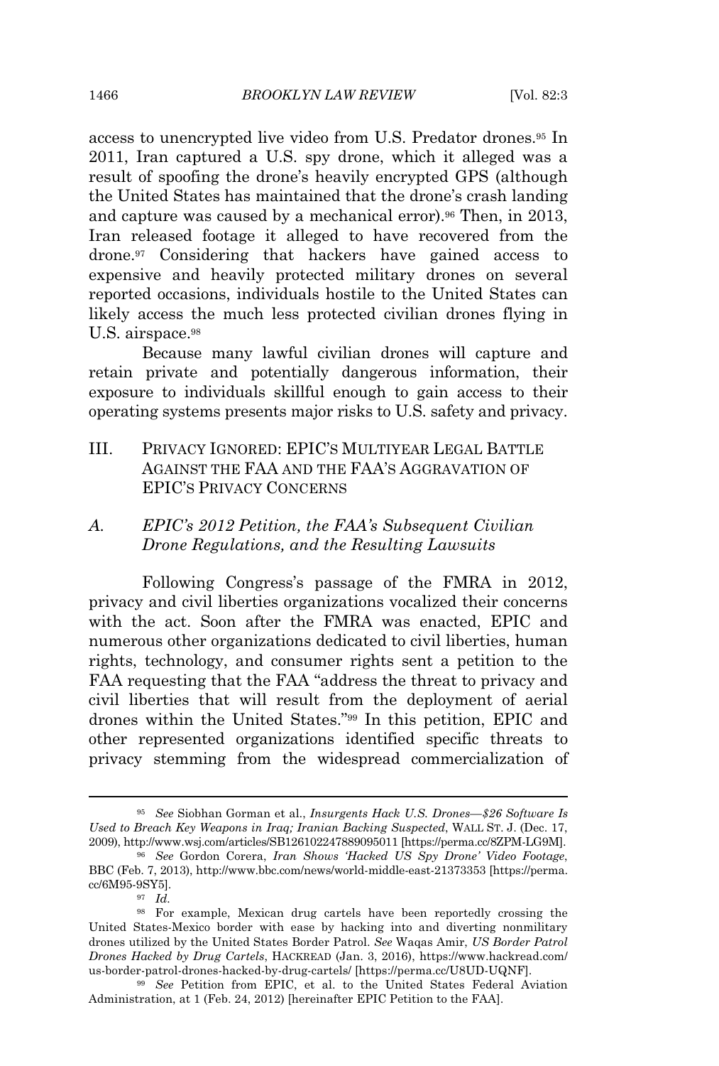access to unencrypted live video from U.S. Predator drones.[95] In 2011, Iran captured a U.S. spy drone, which it alleged was a result of spoofing the drone's heavily encrypted GPS (although the United States has maintained that the drone's crash landing and capture was caused by a mechanical error).[96] Then, in 2013, Iran released footage it alleged to have recovered from the drone.[97] Considering that hackers have gained access to expensive and heavily protected military drones on several reported occasions, individuals hostile to the United States can likely access the much less protected civilian drones flying in U.S. airspace.[98]

Because many lawful civilian drones will capture and retain private and potentially dangerous information, their exposure to individuals skillful enough to gain access to their operating systems presents major risks to U.S. safety and privacy.

## III. PRIVACY IGNORED: EPIC'S MULTIYEAR LEGAL BATTLE AGAINST THE FAA AND THE FAA'S AGGRAVATION OF EPIC'S PRIVACY CONCERNS

### A. *EPIC's 2012 Petition, the FAA's Subsequent Civilian Drone Regulations, and the Resulting Lawsuits*

Following Congress's passage of the FMRA in 2012, privacy and civil liberties organizations vocalized their concerns with the act. Soon after the FMRA was enacted, EPIC and numerous other organizations dedicated to civil liberties, human rights, technology, and consumer rights sent a petition to the FAA requesting that the FAA "address the threat to privacy and civil liberties that will result from the deployment of aerial drones within the United States."[99] In this petition, EPIC and other represented organizations identified specific threats to privacy stemming from the widespread commercialization of

---

[95] *See* Siobhan Gorman et al., *Insurgents Hack U.S. Drones—$26 Software Is Used to Breach Key Weapons in Iraq; Iranian Backing Suspected*, WALL ST. J. (Dec. 17, 2009), http://www.wsj.com/articles/SB126102247889095011 [https://perma.cc/8ZPM-LG9M].

[96] *See* Gordon Corera, *Iran Shows 'Hacked US Spy Drone' Video Footage*, BBC (Feb. 7, 2013), http://www.bbc.com/news/world-middle-east-21373353 [https://perma.cc/6M95-9SY5].

[97] *Id.*

[98] For example, Mexican drug cartels have been reportedly crossing the United States-Mexico border with ease by hacking into and diverting nonmilitary drones utilized by the United States Border Patrol. *See* Waqas Amir, *US Border Patrol Drones Hacked by Drug Cartels*, HACKREAD (Jan. 3, 2016), https://www.hackread.com/us-border-patrol-drones-hacked-by-drug-cartels/ [https://perma.cc/U8UD-UQNF].

[99] *See* Petition from EPIC, et al. to the United States Federal Aviation Administration, at 1 (Feb. 24, 2012) [hereinafter EPIC Petition to the FAA].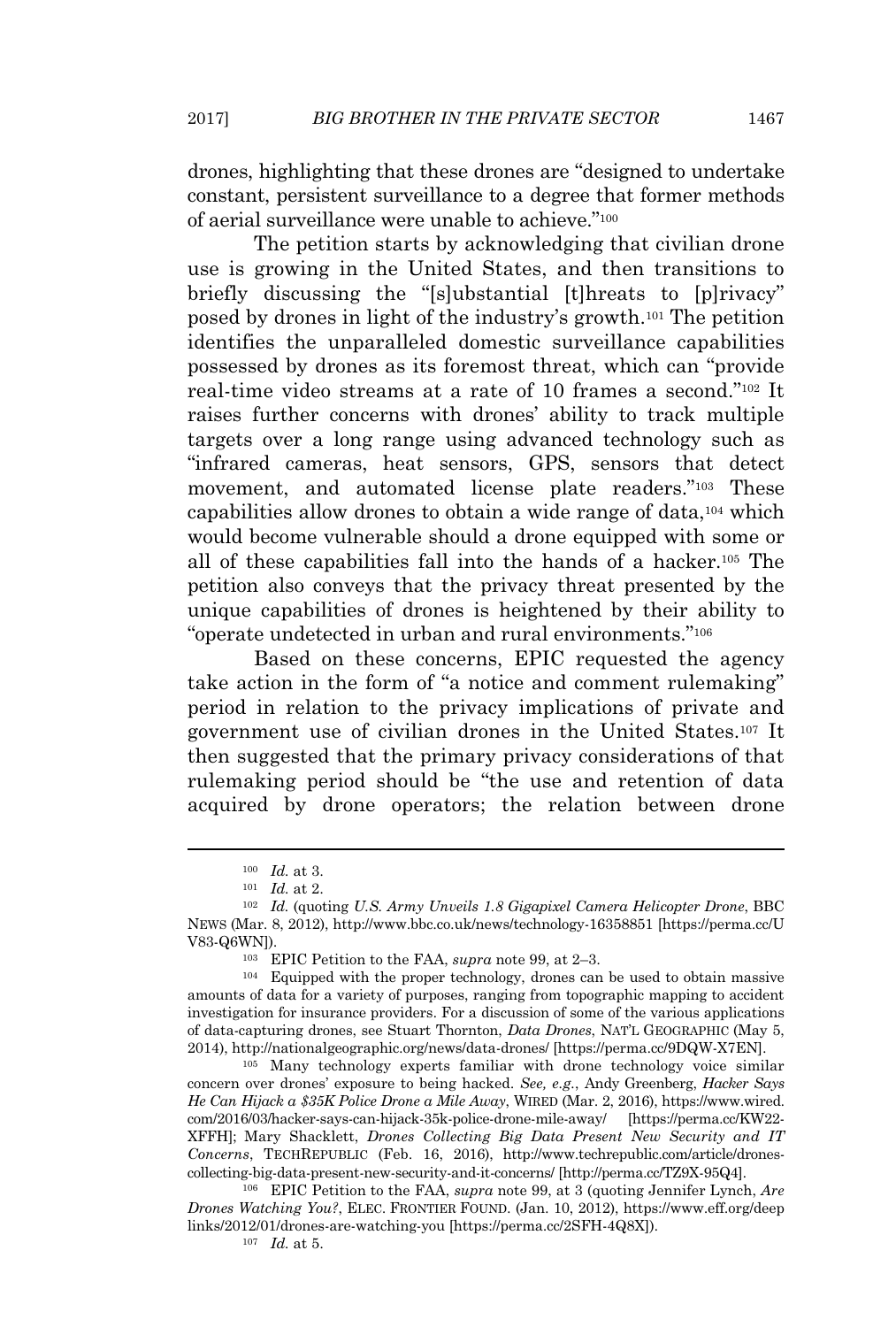drones, highlighting that these drones are "designed to undertake constant, persistent surveillance to a degree that former methods of aerial surveillance were unable to achieve."[100]

The petition starts by acknowledging that civilian drone use is growing in the United States, and then transitions to briefly discussing the "[s]ubstantial [t]hreats to [p]rivacy" posed by drones in light of the industry's growth.[101] The petition identifies the unparalleled domestic surveillance capabilities possessed by drones as its foremost threat, which can "provide real-time video streams at a rate of 10 frames a second."[102] It raises further concerns with drones' ability to track multiple targets over a long range using advanced technology such as "infrared cameras, heat sensors, GPS, sensors that detect movement, and automated license plate readers."[103] These capabilities allow drones to obtain a wide range of data,[104] which would become vulnerable should a drone equipped with some or all of these capabilities fall into the hands of a hacker.[105] The petition also conveys that the privacy threat presented by the unique capabilities of drones is heightened by their ability to "operate undetected in urban and rural environments."[106]

Based on these concerns, EPIC requested the agency take action in the form of "a notice and comment rulemaking" period in relation to the privacy implications of private and government use of civilian drones in the United States.[107] It then suggested that the primary privacy considerations of that rulemaking period should be "the use and retention of data acquired by drone operators; the relation between drone

---

[100] *Id.* at 3.

[101] *Id.* at 2.

[102] *Id.* (quoting *U.S. Army Unveils 1.8 Gigapixel Camera Helicopter Drone*, BBC NEWS (Mar. 8, 2012), http://www.bbc.co.uk/news/technology-16358851 [https://perma.cc/UV83-Q6WN]).

[103] EPIC Petition to the FAA, *supra* note 99, at 2–3.

[104] Equipped with the proper technology, drones can be used to obtain massive amounts of data for a variety of purposes, ranging from topographic mapping to accident investigation for insurance providers. For a discussion of some of the various applications of data-capturing drones, see Stuart Thornton, *Data Drones*, NAT'L GEOGRAPHIC (May 5, 2014), http://nationalgeographic.org/news/data-drones/ [https://perma.cc/9DQW-X7EN].

[105] Many technology experts familiar with drone technology voice similar concern over drones' exposure to being hacked. *See, e.g.*, Andy Greenberg, *Hacker Says He Can Hijack a $35K Police Drone a Mile Away*, WIRED (Mar. 2, 2016), https://www.wired.com/2016/03/hacker-says-can-hijack-35k-police-drone-mile-away/ [https://perma.cc/KW22-XFFH]; Mary Shacklett, *Drones Collecting Big Data Present New Security and IT Concerns*, TECHREPUBLIC (Feb. 16, 2016), http://www.techrepublic.com/article/drones-collecting-big-data-present-new-security-and-it-concerns/ [http://perma.cc/TZ9X-95Q4].

[106] EPIC Petition to the FAA, *supra* note 99, at 3 (quoting Jennifer Lynch, *Are Drones Watching You?*, ELEC. FRONTIER FOUND. (Jan. 10, 2012), https://www.eff.org/deeplinks/2012/01/drones-are-watching-you [https://perma.cc/2SFH-4Q8X]).

[107] *Id.* at 5.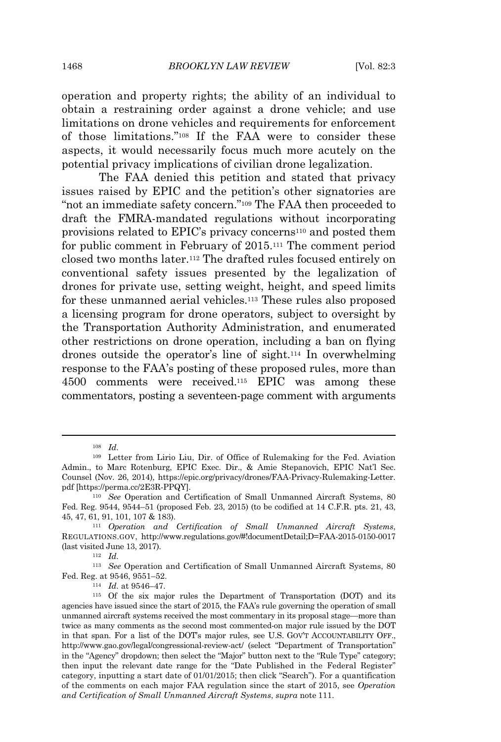operation and property rights; the ability of an individual to obtain a restraining order against a drone vehicle; and use limitations on drone vehicles and requirements for enforcement of those limitations."[108] If the FAA were to consider these aspects, it would necessarily focus much more acutely on the potential privacy implications of civilian drone legalization.

The FAA denied this petition and stated that privacy issues raised by EPIC and the petition's other signatories are "not an immediate safety concern."[109] The FAA then proceeded to draft the FMRA-mandated regulations without incorporating provisions related to EPIC's privacy concerns[110] and posted them for public comment in February of 2015.[111] The comment period closed two months later.[112] The drafted rules focused entirely on conventional safety issues presented by the legalization of drones for private use, setting weight, height, and speed limits for these unmanned aerial vehicles.[113] These rules also proposed a licensing program for drone operators, subject to oversight by the Transportation Authority Administration, and enumerated other restrictions on drone operation, including a ban on flying drones outside the operator's line of sight.[114] In overwhelming response to the FAA's posting of these proposed rules, more than 4500 comments were received.[115] EPIC was among these commentators, posting a seventeen-page comment with arguments

---

[108] *Id.*

[109] Letter from Lirio Liu, Dir. of Office of Rulemaking for the Fed. Aviation Admin., to Marc Rotenburg, EPIC Exec. Dir., & Amie Stepanovich, EPIC Nat'l Sec. Counsel (Nov. 26, 2014), https://epic.org/privacy/drones/FAA-Privacy-Rulemaking-Letter.pdf [https://perma.cc/2E3R-PPQY].

[110] *See* Operation and Certification of Small Unmanned Aircraft Systems, 80 Fed. Reg. 9544, 9544–51 (proposed Feb. 23, 2015) (to be codified at 14 C.F.R. pts. 21, 43, 45, 47, 61, 91, 101, 107 & 183).

[111] *Operation and Certification of Small Unmanned Aircraft Systems*, REGULATIONS.GOV, http://www.regulations.gov/#!documentDetail;D=FAA-2015-0150-0017 (last visited June 13, 2017).

[112] *Id.*

[113] *See* Operation and Certification of Small Unmanned Aircraft Systems, 80 Fed. Reg. at 9546, 9551–52.

[114] *Id.* at 9546–47.

[115] Of the six major rules the Department of Transportation (DOT) and its agencies have issued since the start of 2015, the FAA's rule governing the operation of small unmanned aircraft systems received the most commentary in its proposal stage—more than twice as many comments as the second most commented-on major rule issued by the DOT in that span. For a list of the DOT's major rules, see U.S. GOV'T ACCOUNTABILITY OFF., http://www.gao.gov/legal/congressional-review-act/ (select "Department of Transportation" in the "Agency" dropdown; then select the "Major" button next to the "Rule Type" category; then input the relevant date range for the "Date Published in the Federal Register" category, inputting a start date of 01/01/2015; then click "Search"). For a quantification of the comments on each major FAA regulation since the start of 2015, see *Operation and Certification of Small Unmanned Aircraft Systems*, *supra* note 111.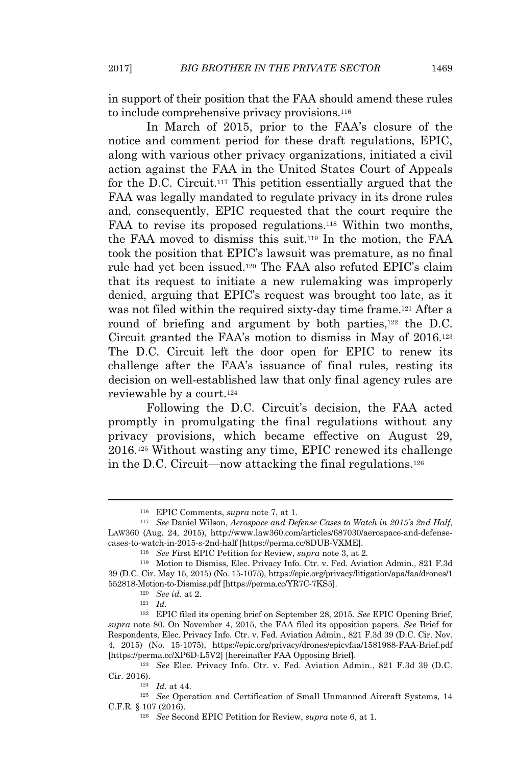in support of their position that the FAA should amend these rules to include comprehensive privacy provisions.[116]

In March of 2015, prior to the FAA's closure of the notice and comment period for these draft regulations, EPIC, along with various other privacy organizations, initiated a civil action against the FAA in the United States Court of Appeals for the D.C. Circuit.[117] This petition essentially argued that the FAA was legally mandated to regulate privacy in its drone rules and, consequently, EPIC requested that the court require the FAA to revise its proposed regulations.[118] Within two months, the FAA moved to dismiss this suit.[119] In the motion, the FAA took the position that EPIC's lawsuit was premature, as no final rule had yet been issued.[120] The FAA also refuted EPIC's claim that its request to initiate a new rulemaking was improperly denied, arguing that EPIC's request was brought too late, as it was not filed within the required sixty-day time frame.[121] After a round of briefing and argument by both parties,[122] the D.C. Circuit granted the FAA's motion to dismiss in May of 2016.[123] The D.C. Circuit left the door open for EPIC to renew its challenge after the FAA's issuance of final rules, resting its decision on well-established law that only final agency rules are reviewable by a court.[124]

Following the D.C. Circuit's decision, the FAA acted promptly in promulgating the final regulations without any privacy provisions, which became effective on August 29, 2016.[125] Without wasting any time, EPIC renewed its challenge in the D.C. Circuit—now attacking the final regulations.[126]

---

[116] EPIC Comments, *supra* note 7, at 1.

[117] *See* Daniel Wilson, *Aerospace and Defense Cases to Watch in 2015's 2nd Half*, LAW360 (Aug. 24, 2015), http://www.law360.com/articles/687030/aerospace-and-defense-cases-to-watch-in-2015-s-2nd-half [https://perma.cc/8DUB-VXME].

[118] *See* First EPIC Petition for Review, *supra* note 3, at 2.

[119] Motion to Dismiss, Elec. Privacy Info. Ctr. v. Fed. Aviation Admin., 821 F.3d 39 (D.C. Cir. May 15, 2015) (No. 15-1075), https://epic.org/privacy/litigation/apa/faa/drones/1552818-Motion-to-Dismiss.pdf [https://perma.cc/YR7C-7KS5].

[120] *See id.* at 2.

[121] *Id.*

[122] EPIC filed its opening brief on September 28, 2015. *See* EPIC Opening Brief, *supra* note 80. On November 4, 2015, the FAA filed its opposition papers. *See* Brief for Respondents, Elec. Privacy Info. Ctr. v. Fed. Aviation Admin., 821 F.3d 39 (D.C. Cir. Nov. 4, 2015) (No. 15-1075), https://epic.org/privacy/drones/epicvfaa/1581988-FAA-Brief.pdf [https://perma.cc/XP6D-L5V2] [hereinafter FAA Opposing Brief].

[123] *See* Elec. Privacy Info. Ctr. v. Fed. Aviation Admin., 821 F.3d 39 (D.C. Cir. 2016).

[124] *Id.* at 44.

[125] *See* Operation and Certification of Small Unmanned Aircraft Systems, 14 C.F.R. § 107 (2016).

[126] *See* Second EPIC Petition for Review, *supra* note 6, at 1.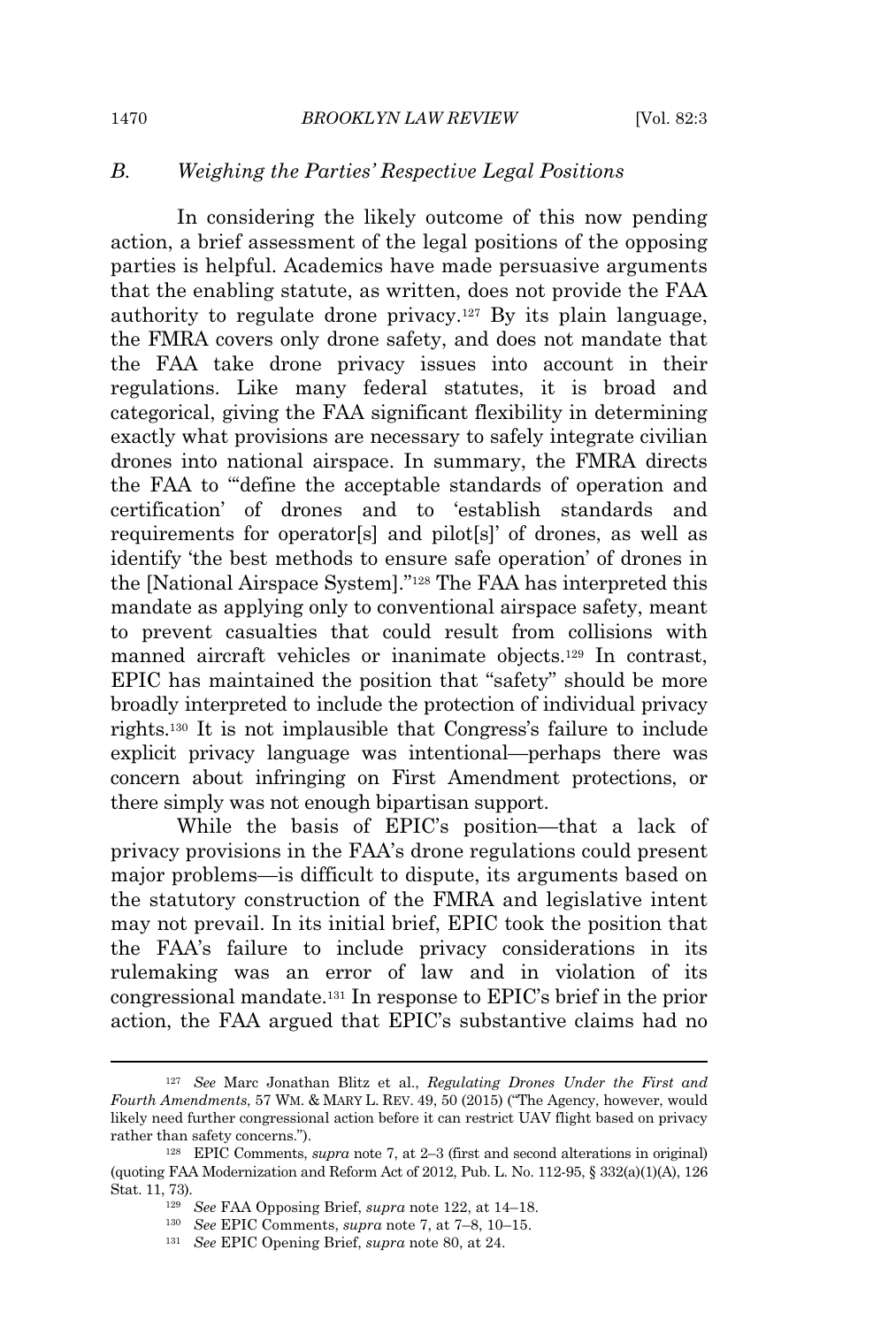## *B. Weighing the Parties' Respective Legal Positions*

In considering the likely outcome of this now pending action, a brief assessment of the legal positions of the opposing parties is helpful. Academics have made persuasive arguments that the enabling statute, as written, does not provide the FAA authority to regulate drone privacy.[127] By its plain language, the FMRA covers only drone safety, and does not mandate that the FAA take drone privacy issues into account in their regulations. Like many federal statutes, it is broad and categorical, giving the FAA significant flexibility in determining exactly what provisions are necessary to safely integrate civilian drones into national airspace. In summary, the FMRA directs the FAA to "'define the acceptable standards of operation and certification' of drones and to 'establish standards and requirements for operator[s] and pilot[s]' of drones, as well as identify 'the best methods to ensure safe operation' of drones in the [National Airspace System]."[128] The FAA has interpreted this mandate as applying only to conventional airspace safety, meant to prevent casualties that could result from collisions with manned aircraft vehicles or inanimate objects.[129] In contrast, EPIC has maintained the position that "safety" should be more broadly interpreted to include the protection of individual privacy rights.[130] It is not implausible that Congress's failure to include explicit privacy language was intentional—perhaps there was concern about infringing on First Amendment protections, or there simply was not enough bipartisan support.

While the basis of EPIC's position—that a lack of privacy provisions in the FAA's drone regulations could present major problems—is difficult to dispute, its arguments based on the statutory construction of the FMRA and legislative intent may not prevail. In its initial brief, EPIC took the position that the FAA's failure to include privacy considerations in its rulemaking was an error of law and in violation of its congressional mandate.[131] In response to EPIC's brief in the prior action, the FAA argued that EPIC's substantive claims had no

---

[127] *See* Marc Jonathan Blitz et al., *Regulating Drones Under the First and Fourth Amendments*, 57 WM. & MARY L. REV. 49, 50 (2015) ("The Agency, however, would likely need further congressional action before it can restrict UAV flight based on privacy rather than safety concerns.").

[128] EPIC Comments, *supra* note 7, at 2–3 (first and second alterations in original) (quoting FAA Modernization and Reform Act of 2012, Pub. L. No. 112-95, § 332(a)(1)(A), 126 Stat. 11, 73).

[129] *See* FAA Opposing Brief, *supra* note 122, at 14–18.

[130] *See* EPIC Comments, *supra* note 7, at 7–8, 10–15.

[131] *See* EPIC Opening Brief, *supra* note 80, at 24.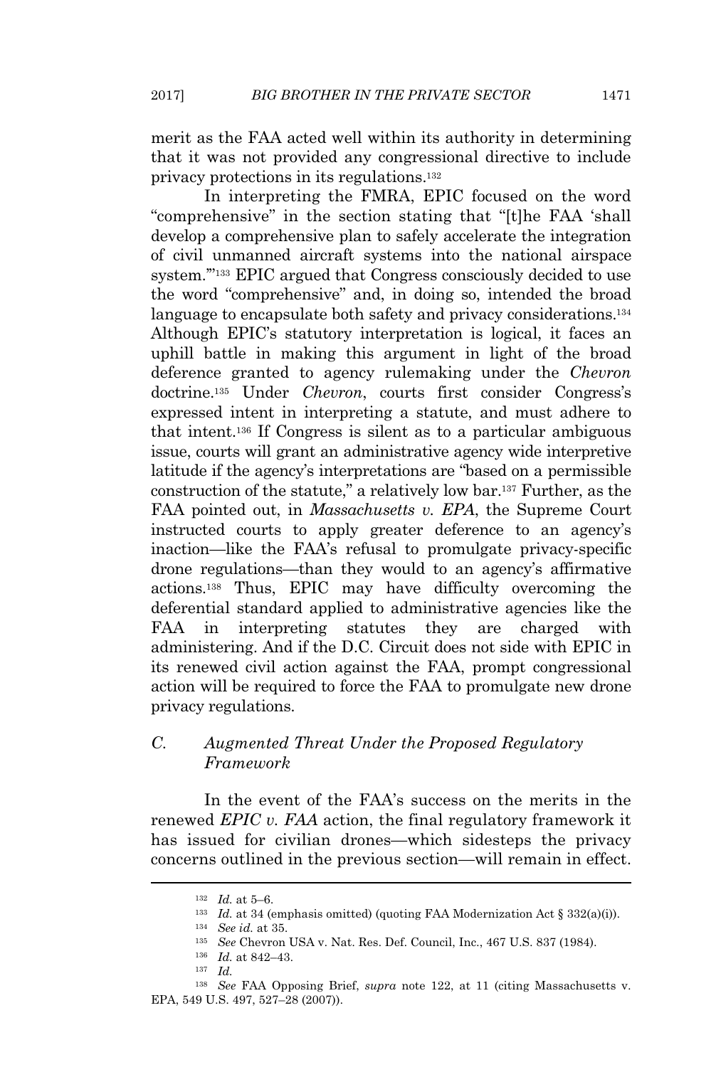merit as the FAA acted well within its authority in determining that it was not provided any congressional directive to include privacy protections in its regulations.[132]

In interpreting the FMRA, EPIC focused on the word "comprehensive" in the section stating that "[t]he FAA 'shall develop a comprehensive plan to safely accelerate the integration of civil unmanned aircraft systems into the national airspace system.'"[133] EPIC argued that Congress consciously decided to use the word "comprehensive" and, in doing so, intended the broad language to encapsulate both safety and privacy considerations.[134] Although EPIC's statutory interpretation is logical, it faces an uphill battle in making this argument in light of the broad deference granted to agency rulemaking under the *Chevron* doctrine.[135] Under *Chevron*, courts first consider Congress's expressed intent in interpreting a statute, and must adhere to that intent.[136] If Congress is silent as to a particular ambiguous issue, courts will grant an administrative agency wide interpretive latitude if the agency's interpretations are "based on a permissible construction of the statute," a relatively low bar.[137] Further, as the FAA pointed out, in *Massachusetts v. EPA*, the Supreme Court instructed courts to apply greater deference to an agency's inaction—like the FAA's refusal to promulgate privacy-specific drone regulations—than they would to an agency's affirmative actions.[138] Thus, EPIC may have difficulty overcoming the deferential standard applied to administrative agencies like the FAA in interpreting statutes they are charged with administering. And if the D.C. Circuit does not side with EPIC in its renewed civil action against the FAA, prompt congressional action will be required to force the FAA to promulgate new drone privacy regulations.

### *C. Augmented Threat Under the Proposed Regulatory Framework*

In the event of the FAA's success on the merits in the renewed *EPIC v. FAA* action, the final regulatory framework it has issued for civilian drones—which sidesteps the privacy concerns outlined in the previous section—will remain in effect.

---

[132] *Id.* at 5–6.

[133] *Id.* at 34 (emphasis omitted) (quoting FAA Modernization Act § 332(a)(i)).

[134] *See id.* at 35.

[135] *See* Chevron USA v. Nat. Res. Def. Council, Inc., 467 U.S. 837 (1984).

[136] *Id.* at 842–43.

[137] *Id.*

[138] *See* FAA Opposing Brief, *supra* note 122, at 11 (citing Massachusetts v. EPA, 549 U.S. 497, 527–28 (2007)).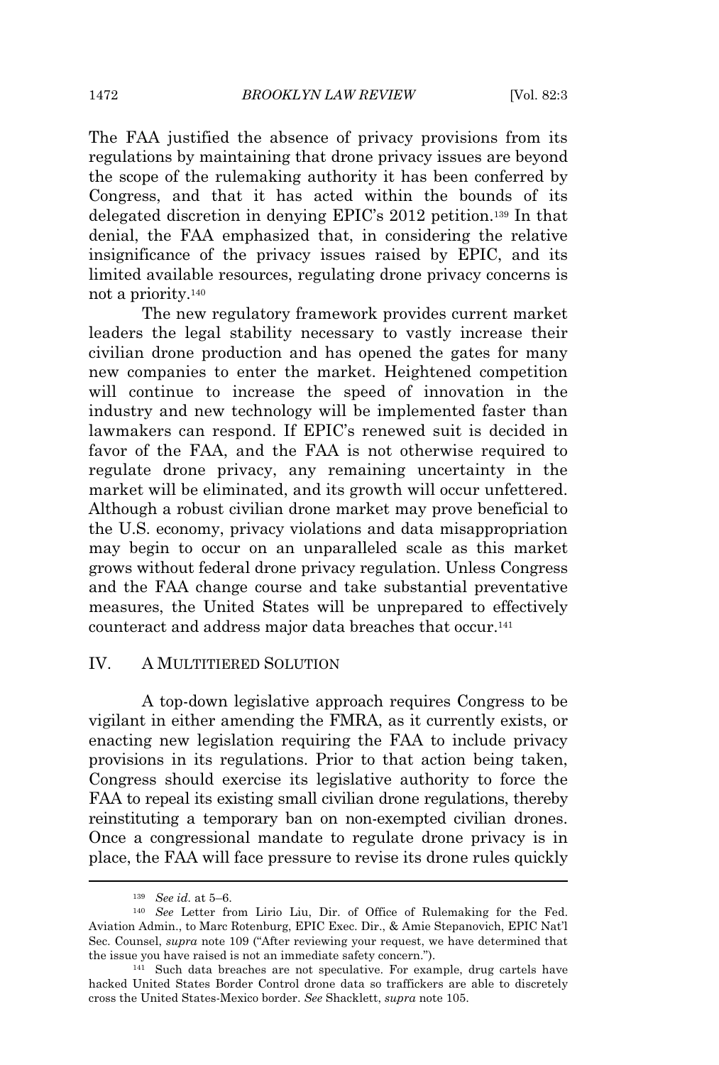The FAA justified the absence of privacy provisions from its regulations by maintaining that drone privacy issues are beyond the scope of the rulemaking authority it has been conferred by Congress, and that it has acted within the bounds of its delegated discretion in denying EPIC's 2012 petition.[139] In that denial, the FAA emphasized that, in considering the relative insignificance of the privacy issues raised by EPIC, and its limited available resources, regulating drone privacy concerns is not a priority.[140]

The new regulatory framework provides current market leaders the legal stability necessary to vastly increase their civilian drone production and has opened the gates for many new companies to enter the market. Heightened competition will continue to increase the speed of innovation in the industry and new technology will be implemented faster than lawmakers can respond. If EPIC's renewed suit is decided in favor of the FAA, and the FAA is not otherwise required to regulate drone privacy, any remaining uncertainty in the market will be eliminated, and its growth will occur unfettered. Although a robust civilian drone market may prove beneficial to the U.S. economy, privacy violations and data misappropriation may begin to occur on an unparalleled scale as this market grows without federal drone privacy regulation. Unless Congress and the FAA change course and take substantial preventative measures, the United States will be unprepared to effectively counteract and address major data breaches that occur.[141]

## IV. A MULTITIERED SOLUTION

A top-down legislative approach requires Congress to be vigilant in either amending the FMRA, as it currently exists, or enacting new legislation requiring the FAA to include privacy provisions in its regulations. Prior to that action being taken, Congress should exercise its legislative authority to force the FAA to repeal its existing small civilian drone regulations, thereby reinstituting a temporary ban on non-exempted civilian drones. Once a congressional mandate to regulate drone privacy is in place, the FAA will face pressure to revise its drone rules quickly

---

[139] *See id.* at 5–6.

[140] *See* Letter from Lirio Liu, Dir. of Office of Rulemaking for the Fed. Aviation Admin., to Marc Rotenburg, EPIC Exec. Dir., & Amie Stepanovich, EPIC Nat'l Sec. Counsel, *supra* note 109 ("After reviewing your request, we have determined that the issue you have raised is not an immediate safety concern.").

[141] Such data breaches are not speculative. For example, drug cartels have hacked United States Border Control drone data so traffickers are able to discretely cross the United States-Mexico border. *See* Shacklett, *supra* note 105.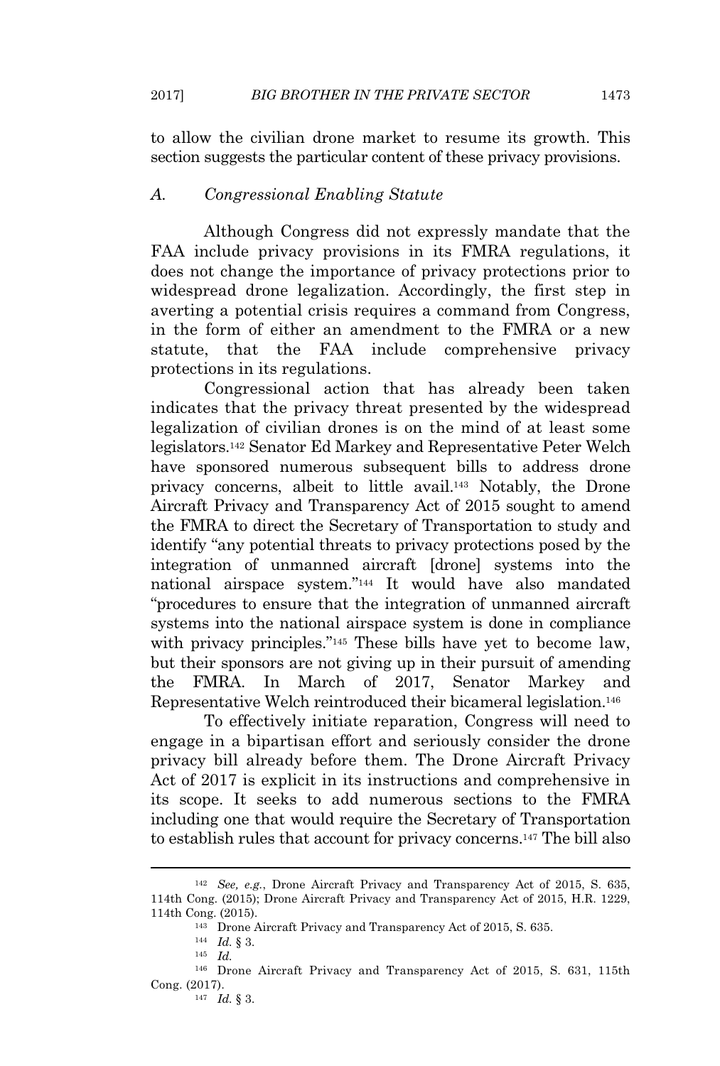to allow the civilian drone market to resume its growth. This section suggests the particular content of these privacy provisions.

### *A. Congressional Enabling Statute*

Although Congress did not expressly mandate that the FAA include privacy provisions in its FMRA regulations, it does not change the importance of privacy protections prior to widespread drone legalization. Accordingly, the first step in averting a potential crisis requires a command from Congress, in the form of either an amendment to the FMRA or a new statute, that the FAA include comprehensive privacy protections in its regulations.

Congressional action that has already been taken indicates that the privacy threat presented by the widespread legalization of civilian drones is on the mind of at least some legislators.[142] Senator Ed Markey and Representative Peter Welch have sponsored numerous subsequent bills to address drone privacy concerns, albeit to little avail.[143] Notably, the Drone Aircraft Privacy and Transparency Act of 2015 sought to amend the FMRA to direct the Secretary of Transportation to study and identify "any potential threats to privacy protections posed by the integration of unmanned aircraft [drone] systems into the national airspace system."[144] It would have also mandated "procedures to ensure that the integration of unmanned aircraft systems into the national airspace system is done in compliance with privacy principles."[145] These bills have yet to become law, but their sponsors are not giving up in their pursuit of amending the FMRA. In March of 2017, Senator Markey and Representative Welch reintroduced their bicameral legislation.[146]

To effectively initiate reparation, Congress will need to engage in a bipartisan effort and seriously consider the drone privacy bill already before them. The Drone Aircraft Privacy Act of 2017 is explicit in its instructions and comprehensive in its scope. It seeks to add numerous sections to the FMRA including one that would require the Secretary of Transportation to establish rules that account for privacy concerns.[147] The bill also

---

[142] *See, e.g.*, Drone Aircraft Privacy and Transparency Act of 2015, S. 635, 114th Cong. (2015); Drone Aircraft Privacy and Transparency Act of 2015, H.R. 1229, 114th Cong. (2015).

[143] Drone Aircraft Privacy and Transparency Act of 2015, S. 635.

[144] *Id.* § 3.

[145] *Id.*

[146] Drone Aircraft Privacy and Transparency Act of 2015, S. 631, 115th Cong. (2017).

[147] *Id.* § 3.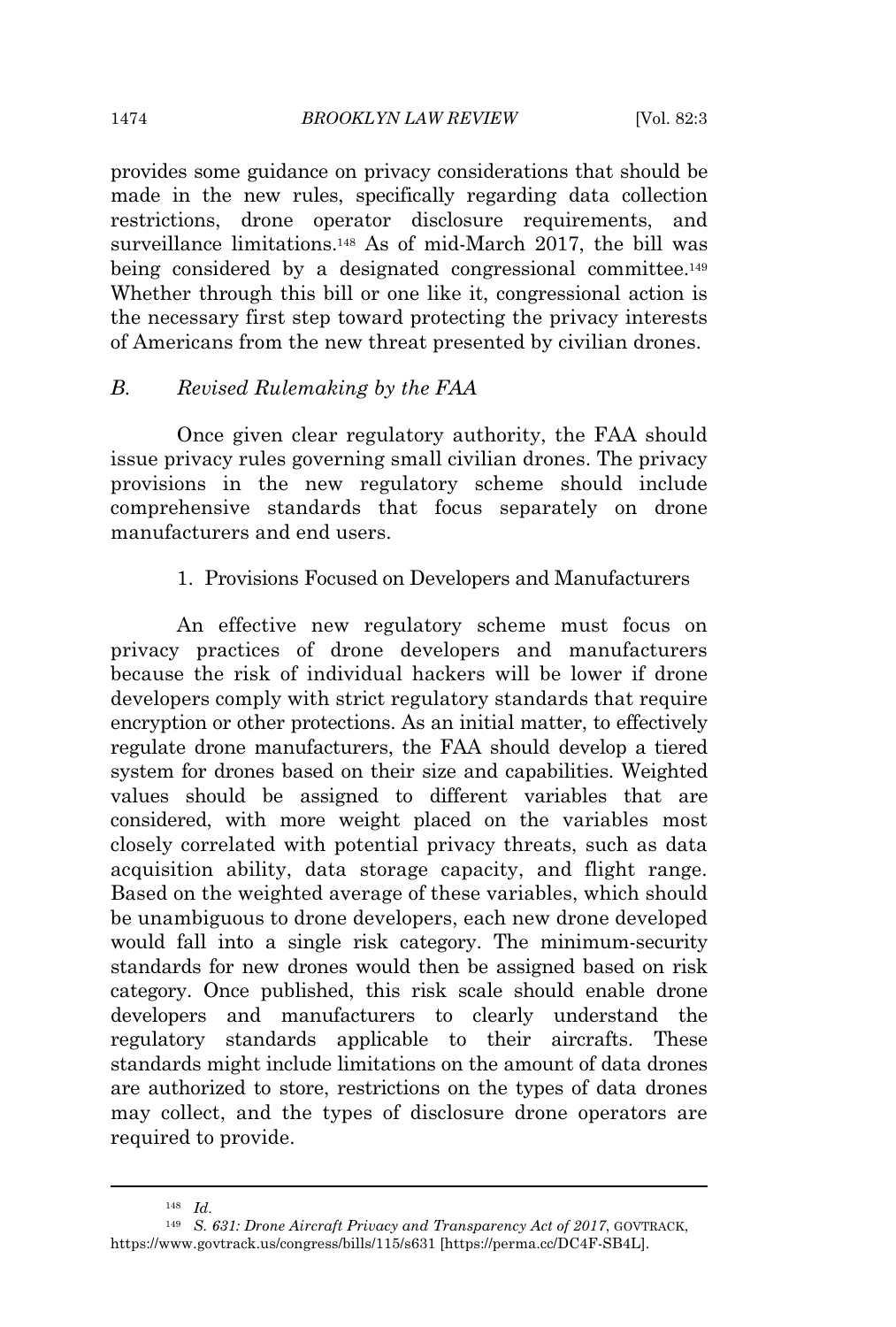provides some guidance on privacy considerations that should be made in the new rules, specifically regarding data collection restrictions, drone operator disclosure requirements, and surveillance limitations.[148] As of mid-March 2017, the bill was being considered by a designated congressional committee.[149] Whether through this bill or one like it, congressional action is the necessary first step toward protecting the privacy interests of Americans from the new threat presented by civilian drones.

## *B. Revised Rulemaking by the FAA*

Once given clear regulatory authority, the FAA should issue privacy rules governing small civilian drones. The privacy provisions in the new regulatory scheme should include comprehensive standards that focus separately on drone manufacturers and end users.

### 1. Provisions Focused on Developers and Manufacturers

An effective new regulatory scheme must focus on privacy practices of drone developers and manufacturers because the risk of individual hackers will be lower if drone developers comply with strict regulatory standards that require encryption or other protections. As an initial matter, to effectively regulate drone manufacturers, the FAA should develop a tiered system for drones based on their size and capabilities. Weighted values should be assigned to different variables that are considered, with more weight placed on the variables most closely correlated with potential privacy threats, such as data acquisition ability, data storage capacity, and flight range. Based on the weighted average of these variables, which should be unambiguous to drone developers, each new drone developed would fall into a single risk category. The minimum-security standards for new drones would then be assigned based on risk category. Once published, this risk scale should enable drone developers and manufacturers to clearly understand the regulatory standards applicable to their aircrafts. These standards might include limitations on the amount of data drones are authorized to store, restrictions on the types of data drones may collect, and the types of disclosure drone operators are required to provide.

---

[148] *Id.*

[149] *S. 631: Drone Aircraft Privacy and Transparency Act of 2017*, GOVTRACK, https://www.govtrack.us/congress/bills/115/s631 [https://perma.cc/DC4F-SB4L].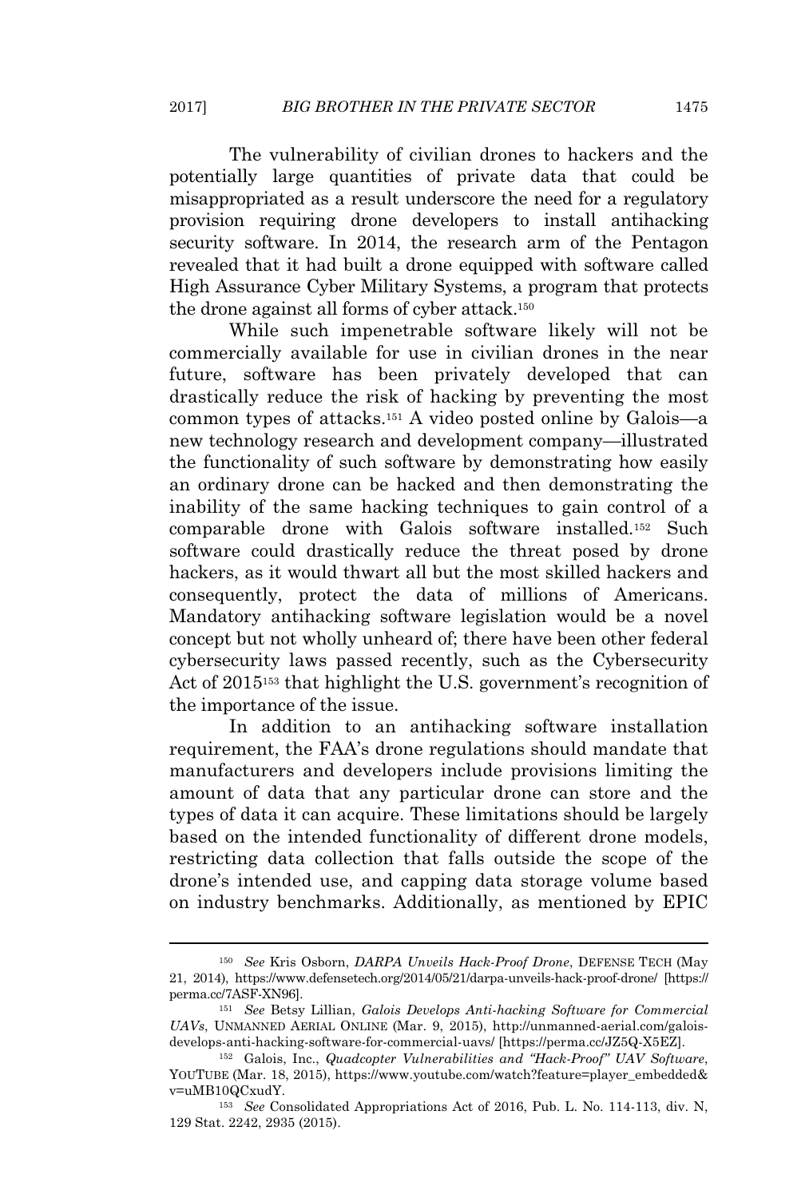The vulnerability of civilian drones to hackers and the potentially large quantities of private data that could be misappropriated as a result underscore the need for a regulatory provision requiring drone developers to install antihacking security software. In 2014, the research arm of the Pentagon revealed that it had built a drone equipped with software called High Assurance Cyber Military Systems, a program that protects the drone against all forms of cyber attack.[150]

While such impenetrable software likely will not be commercially available for use in civilian drones in the near future, software has been privately developed that can drastically reduce the risk of hacking by preventing the most common types of attacks.[151] A video posted online by Galois—a new technology research and development company—illustrated the functionality of such software by demonstrating how easily an ordinary drone can be hacked and then demonstrating the inability of the same hacking techniques to gain control of a comparable drone with Galois software installed.[152] Such software could drastically reduce the threat posed by drone hackers, as it would thwart all but the most skilled hackers and consequently, protect the data of millions of Americans. Mandatory antihacking software legislation would be a novel concept but not wholly unheard of; there have been other federal cybersecurity laws passed recently, such as the Cybersecurity Act of 2015[153] that highlight the U.S. government's recognition of the importance of the issue.

In addition to an antihacking software installation requirement, the FAA's drone regulations should mandate that manufacturers and developers include provisions limiting the amount of data that any particular drone can store and the types of data it can acquire. These limitations should be largely based on the intended functionality of different drone models, restricting data collection that falls outside the scope of the drone's intended use, and capping data storage volume based on industry benchmarks. Additionally, as mentioned by EPIC

---

[150] *See* Kris Osborn, *DARPA Unveils Hack-Proof Drone*, DEFENSE TECH (May 21, 2014), https://www.defensetech.org/2014/05/21/darpa-unveils-hack-proof-drone/ [https://perma.cc/7ASF-XN96].

[151] *See* Betsy Lillian, *Galois Develops Anti-hacking Software for Commercial UAVs*, UNMANNED AERIAL ONLINE (Mar. 9, 2015), http://unmanned-aerial.com/galois-develops-anti-hacking-software-for-commercial-uavs/ [https://perma.cc/JZ5Q-X5EZ].

[152] Galois, Inc., *Quadcopter Vulnerabilities and "Hack-Proof" UAV Software*, YOUTUBE (Mar. 18, 2015), https://www.youtube.com/watch?feature=player_embedded&v=uMB10QCxudY.

[153] *See* Consolidated Appropriations Act of 2016, Pub. L. No. 114-113, div. N, 129 Stat. 2242, 2935 (2015).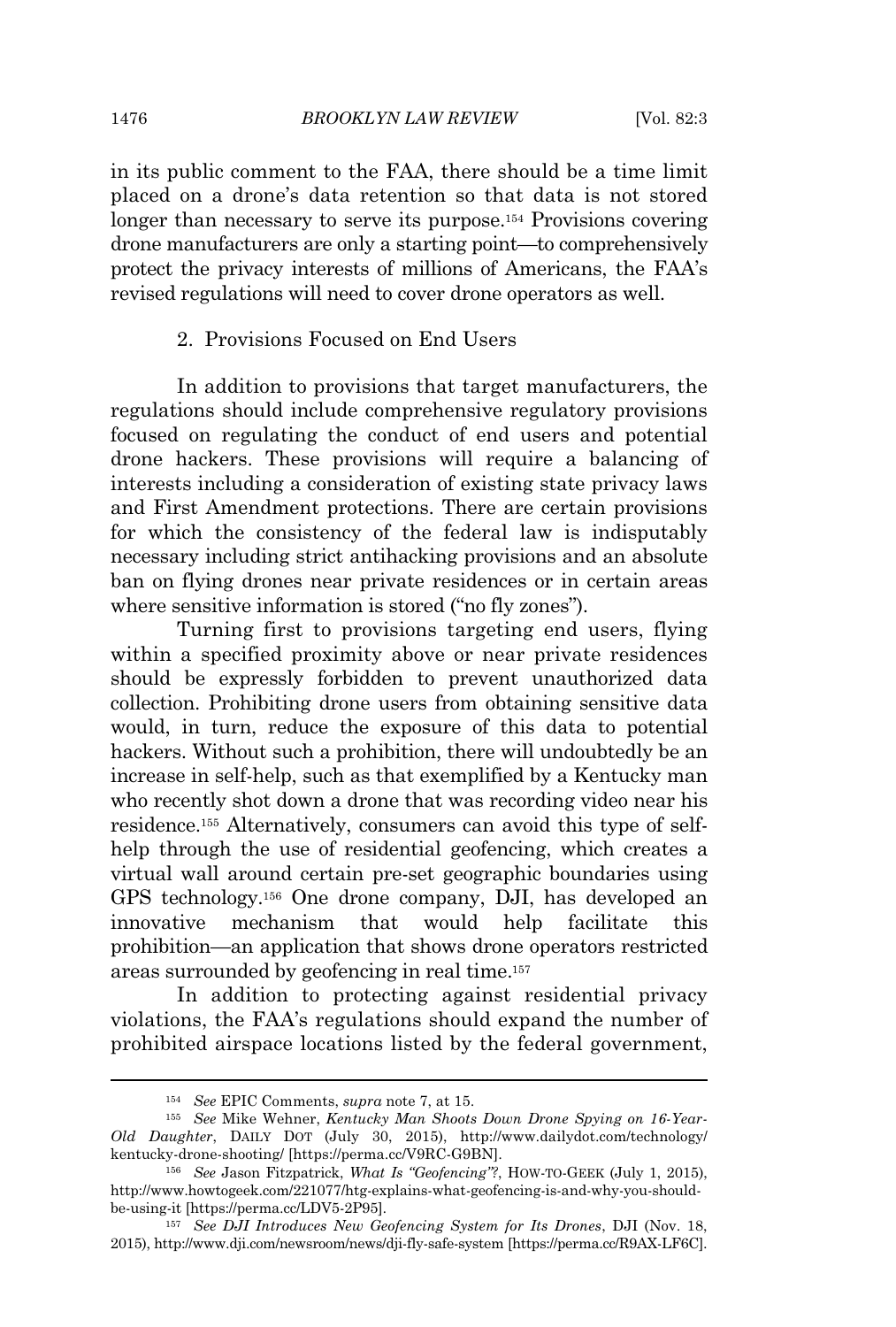in its public comment to the FAA, there should be a time limit placed on a drone's data retention so that data is not stored longer than necessary to serve its purpose.[154] Provisions covering drone manufacturers are only a starting point—to comprehensively protect the privacy interests of millions of Americans, the FAA's revised regulations will need to cover drone operators as well.

### 2. Provisions Focused on End Users

In addition to provisions that target manufacturers, the regulations should include comprehensive regulatory provisions focused on regulating the conduct of end users and potential drone hackers. These provisions will require a balancing of interests including a consideration of existing state privacy laws and First Amendment protections. There are certain provisions for which the consistency of the federal law is indisputably necessary including strict antihacking provisions and an absolute ban on flying drones near private residences or in certain areas where sensitive information is stored ("no fly zones").

Turning first to provisions targeting end users, flying within a specified proximity above or near private residences should be expressly forbidden to prevent unauthorized data collection. Prohibiting drone users from obtaining sensitive data would, in turn, reduce the exposure of this data to potential hackers. Without such a prohibition, there will undoubtedly be an increase in self-help, such as that exemplified by a Kentucky man who recently shot down a drone that was recording video near his residence.[155] Alternatively, consumers can avoid this type of self-help through the use of residential geofencing, which creates a virtual wall around certain pre-set geographic boundaries using GPS technology.[156] One drone company, DJI, has developed an innovative mechanism that would help facilitate this prohibition—an application that shows drone operators restricted areas surrounded by geofencing in real time.[157]

In addition to protecting against residential privacy violations, the FAA's regulations should expand the number of prohibited airspace locations listed by the federal government,

---

[154] *See* EPIC Comments, *supra* note 7, at 15.

[155] *See* Mike Wehner, *Kentucky Man Shoots Down Drone Spying on 16-Year-Old Daughter*, DAILY DOT (July 30, 2015), http://www.dailydot.com/technology/kentucky-drone-shooting/ [https://perma.cc/V9RC-G9BN].

[156] *See* Jason Fitzpatrick, *What Is "Geofencing"?*, HOW-TO-GEEK (July 1, 2015), http://www.howtogeek.com/221077/htg-explains-what-geofencing-is-and-why-you-should-be-using-it [https://perma.cc/LDV5-2P95].

[157] *See DJI Introduces New Geofencing System for Its Drones*, DJI (Nov. 18, 2015), http://www.dji.com/newsroom/news/dji-fly-safe-system [https://perma.cc/R9AX-LF6C].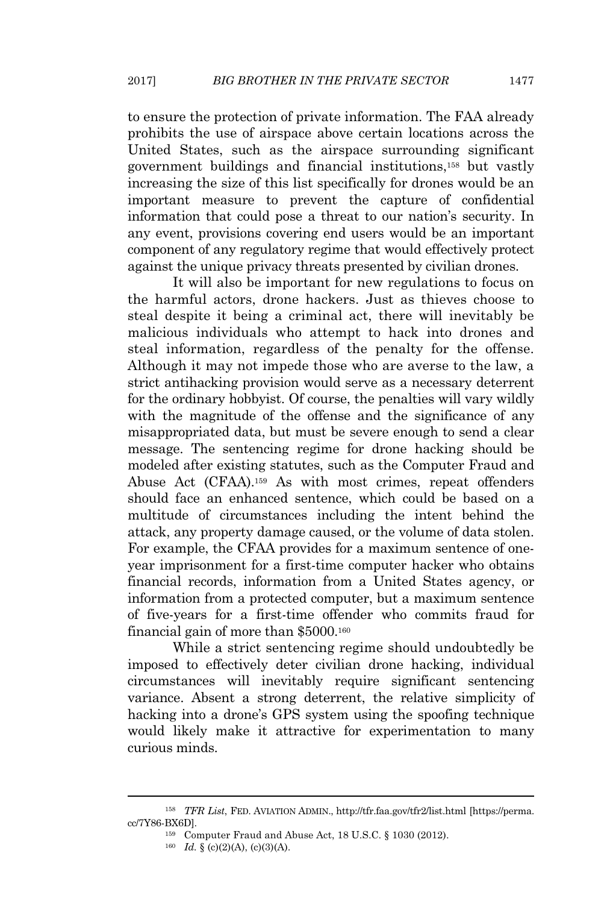to ensure the protection of private information. The FAA already prohibits the use of airspace above certain locations across the United States, such as the airspace surrounding significant government buildings and financial institutions,[158] but vastly increasing the size of this list specifically for drones would be an important measure to prevent the capture of confidential information that could pose a threat to our nation's security. In any event, provisions covering end users would be an important component of any regulatory regime that would effectively protect against the unique privacy threats presented by civilian drones.

It will also be important for new regulations to focus on the harmful actors, drone hackers. Just as thieves choose to steal despite it being a criminal act, there will inevitably be malicious individuals who attempt to hack into drones and steal information, regardless of the penalty for the offense. Although it may not impede those who are averse to the law, a strict antihacking provision would serve as a necessary deterrent for the ordinary hobbyist. Of course, the penalties will vary wildly with the magnitude of the offense and the significance of any misappropriated data, but must be severe enough to send a clear message. The sentencing regime for drone hacking should be modeled after existing statutes, such as the Computer Fraud and Abuse Act (CFAA).[159] As with most crimes, repeat offenders should face an enhanced sentence, which could be based on a multitude of circumstances including the intent behind the attack, any property damage caused, or the volume of data stolen. For example, the CFAA provides for a maximum sentence of one-year imprisonment for a first-time computer hacker who obtains financial records, information from a United States agency, or information from a protected computer, but a maximum sentence of five-years for a first-time offender who commits fraud for financial gain of more than \$5000.[160]

While a strict sentencing regime should undoubtedly be imposed to effectively deter civilian drone hacking, individual circumstances will inevitably require significant sentencing variance. Absent a strong deterrent, the relative simplicity of hacking into a drone's GPS system using the spoofing technique would likely make it attractive for experimentation to many curious minds.

---

[158] *TFR List*, FED. AVIATION ADMIN., http://tfr.faa.gov/tfr2/list.html [https://perma.cc/7Y86-BX6D].

[159] Computer Fraud and Abuse Act, 18 U.S.C. § 1030 (2012).

[160] *Id.* § (c)(2)(A), (c)(3)(A).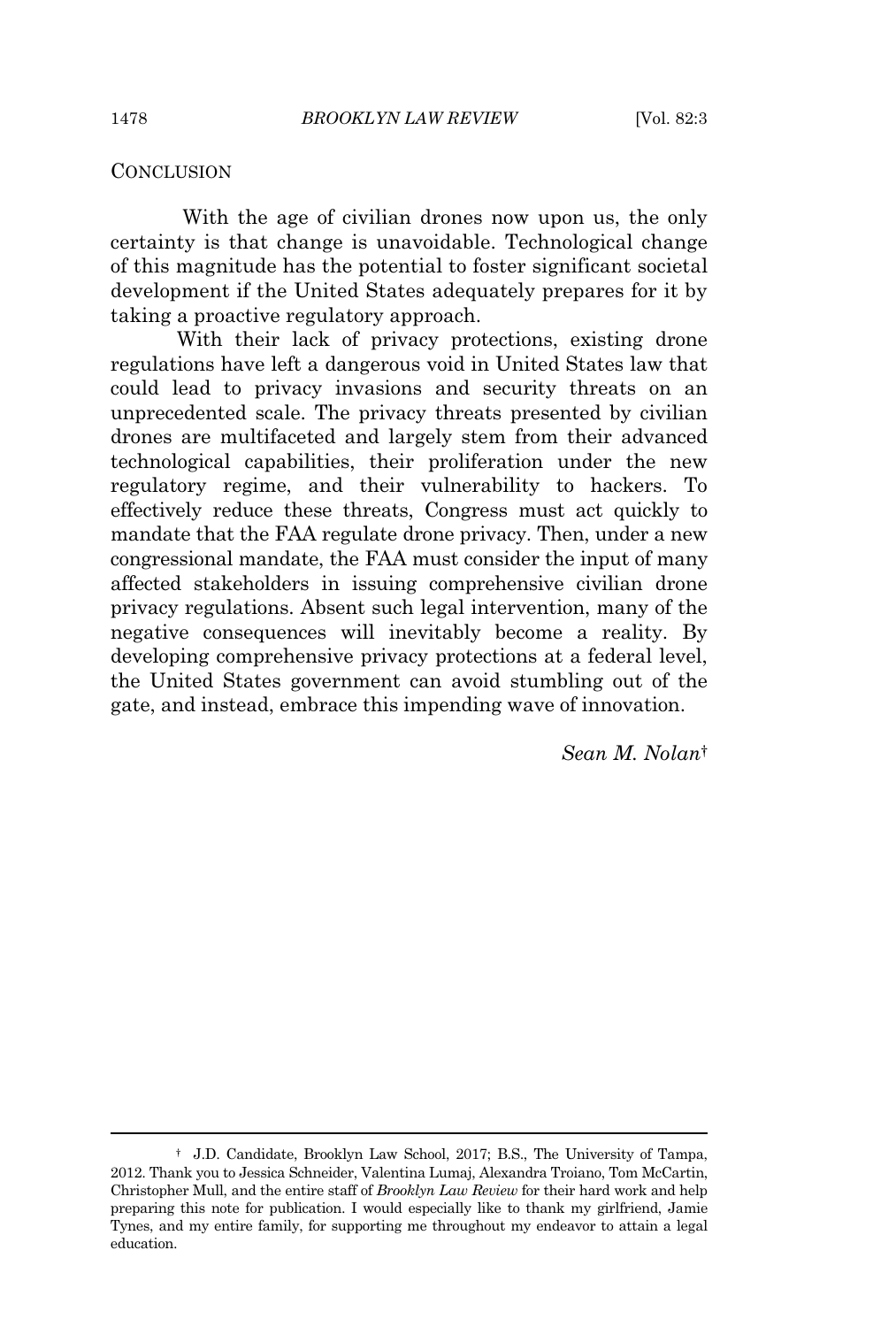## CONCLUSION

With the age of civilian drones now upon us, the only certainty is that change is unavoidable. Technological change of this magnitude has the potential to foster significant societal development if the United States adequately prepares for it by taking a proactive regulatory approach.

With their lack of privacy protections, existing drone regulations have left a dangerous void in United States law that could lead to privacy invasions and security threats on an unprecedented scale. The privacy threats presented by civilian drones are multifaceted and largely stem from their advanced technological capabilities, their proliferation under the new regulatory regime, and their vulnerability to hackers. To effectively reduce these threats, Congress must act quickly to mandate that the FAA regulate drone privacy. Then, under a new congressional mandate, the FAA must consider the input of many affected stakeholders in issuing comprehensive civilian drone privacy regulations. Absent such legal intervention, many of the negative consequences will inevitably become a reality. By developing comprehensive privacy protections at a federal level, the United States government can avoid stumbling out of the gate, and instead, embrace this impending wave of innovation.

*Sean M. Nolan*†

† J.D. Candidate, Brooklyn Law School, 2017; B.S., The University of Tampa, 2012. Thank you to Jessica Schneider, Valentina Lumaj, Alexandra Troiano, Tom McCartin, Christopher Mull, and the entire staff of *Brooklyn Law Review* for their hard work and help preparing this note for publication. I would especially like to thank my girlfriend, Jamie Tynes, and my entire family, for supporting me throughout my endeavor to attain a legal education.